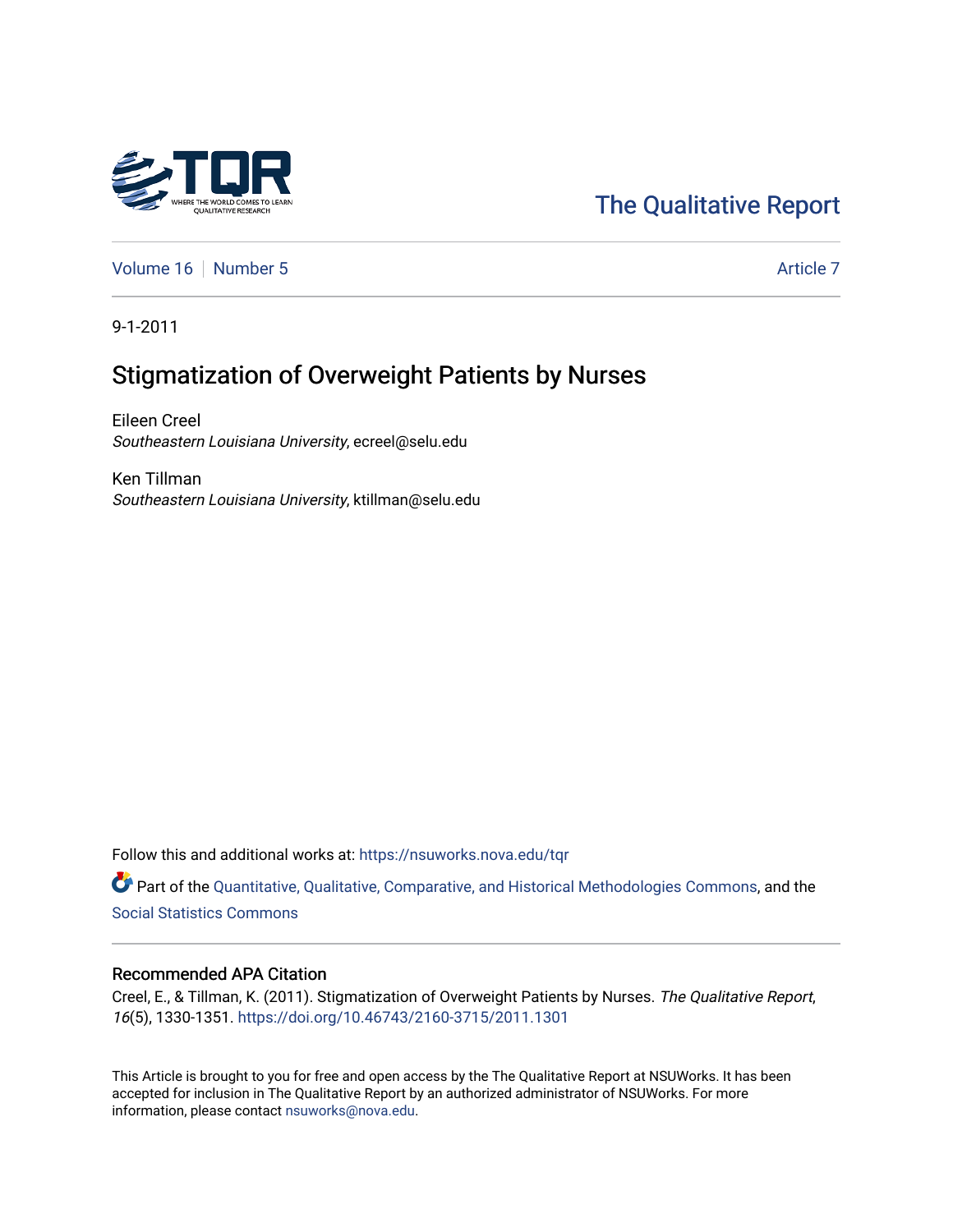The Qualitative Report

Volume 16 | Number 5 | Article 7

9-1-2011

# Stigmatization of Overweight Patients by Nurses

Eileen Creel
*Southeastern Louisiana University*, ecreel@selu.edu

Ken Tillman
*Southeastern Louisiana University*, ktillman@selu.edu

Follow this and additional works at: https://nsuworks.nova.edu/tqr

Part of the Quantitative, Qualitative, Comparative, and Historical Methodologies Commons, and the Social Statistics Commons

## Recommended APA Citation

Creel, E., & Tillman, K. (2011). Stigmatization of Overweight Patients by Nurses. *The Qualitative Report*, *16*(5), 1330-1351. https://doi.org/10.46743/2160-3715/2011.1301

This Article is brought to you for free and open access by the The Qualitative Report at NSUWorks. It has been accepted for inclusion in The Qualitative Report by an authorized administrator of NSUWorks. For more information, please contact nsuworks@nova.edu.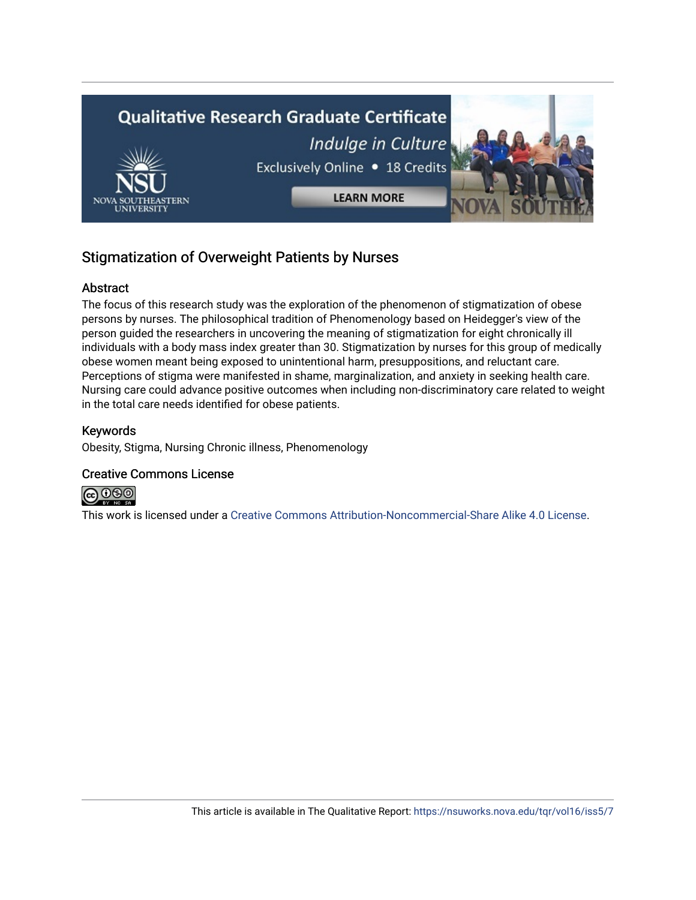## Stigmatization of Overweight Patients by Nurses

### Abstract

The focus of this research study was the exploration of the phenomenon of stigmatization of obese persons by nurses. The philosophical tradition of Phenomenology based on Heidegger's view of the person guided the researchers in uncovering the meaning of stigmatization for eight chronically ill individuals with a body mass index greater than 30. Stigmatization by nurses for this group of medically obese women meant being exposed to unintentional harm, presuppositions, and reluctant care. Perceptions of stigma were manifested in shame, marginalization, and anxiety in seeking health care. Nursing care could advance positive outcomes when including non-discriminatory care related to weight in the total care needs identified for obese patients.

### Keywords

Obesity, Stigma, Nursing Chronic illness, Phenomenology

### Creative Commons License

This work is licensed under a Creative Commons Attribution-Noncommercial-Share Alike 4.0 License.

This article is available in The Qualitative Report: https://nsuworks.nova.edu/tqr/vol16/iss5/7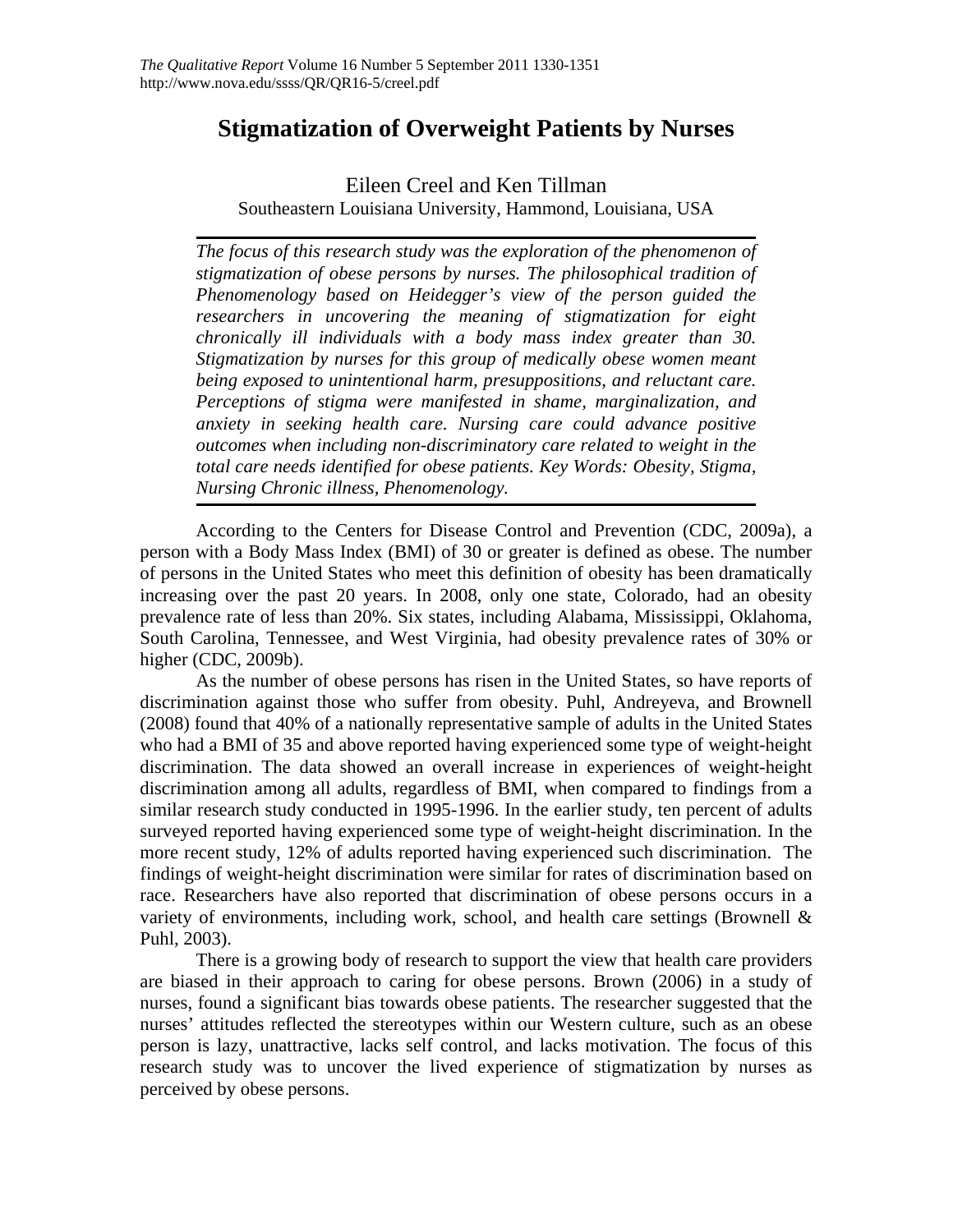# Stigmatization of Overweight Patients by Nurses

Eileen Creel and Ken Tillman
Southeastern Louisiana University, Hammond, Louisiana, USA

*The focus of this research study was the exploration of the phenomenon of stigmatization of obese persons by nurses. The philosophical tradition of Phenomenology based on Heidegger's view of the person guided the researchers in uncovering the meaning of stigmatization for eight chronically ill individuals with a body mass index greater than 30. Stigmatization by nurses for this group of medically obese women meant being exposed to unintentional harm, presuppositions, and reluctant care. Perceptions of stigma were manifested in shame, marginalization, and anxiety in seeking health care. Nursing care could advance positive outcomes when including non-discriminatory care related to weight in the total care needs identified for obese patients. Key Words: Obesity, Stigma, Nursing Chronic illness, Phenomenology.*

According to the Centers for Disease Control and Prevention (CDC, 2009a), a person with a Body Mass Index (BMI) of 30 or greater is defined as obese. The number of persons in the United States who meet this definition of obesity has been dramatically increasing over the past 20 years. In 2008, only one state, Colorado, had an obesity prevalence rate of less than 20%. Six states, including Alabama, Mississippi, Oklahoma, South Carolina, Tennessee, and West Virginia, had obesity prevalence rates of 30% or higher (CDC, 2009b).

As the number of obese persons has risen in the United States, so have reports of discrimination against those who suffer from obesity. Puhl, Andreyeva, and Brownell (2008) found that 40% of a nationally representative sample of adults in the United States who had a BMI of 35 and above reported having experienced some type of weight-height discrimination. The data showed an overall increase in experiences of weight-height discrimination among all adults, regardless of BMI, when compared to findings from a similar research study conducted in 1995-1996. In the earlier study, ten percent of adults surveyed reported having experienced some type of weight-height discrimination. In the more recent study, 12% of adults reported having experienced such discrimination. The findings of weight-height discrimination were similar for rates of discrimination based on race. Researchers have also reported that discrimination of obese persons occurs in a variety of environments, including work, school, and health care settings (Brownell & Puhl, 2003).

There is a growing body of research to support the view that health care providers are biased in their approach to caring for obese persons. Brown (2006) in a study of nurses, found a significant bias towards obese patients. The researcher suggested that the nurses' attitudes reflected the stereotypes within our Western culture, such as an obese person is lazy, unattractive, lacks self control, and lacks motivation. The focus of this research study was to uncover the lived experience of stigmatization by nurses as perceived by obese persons.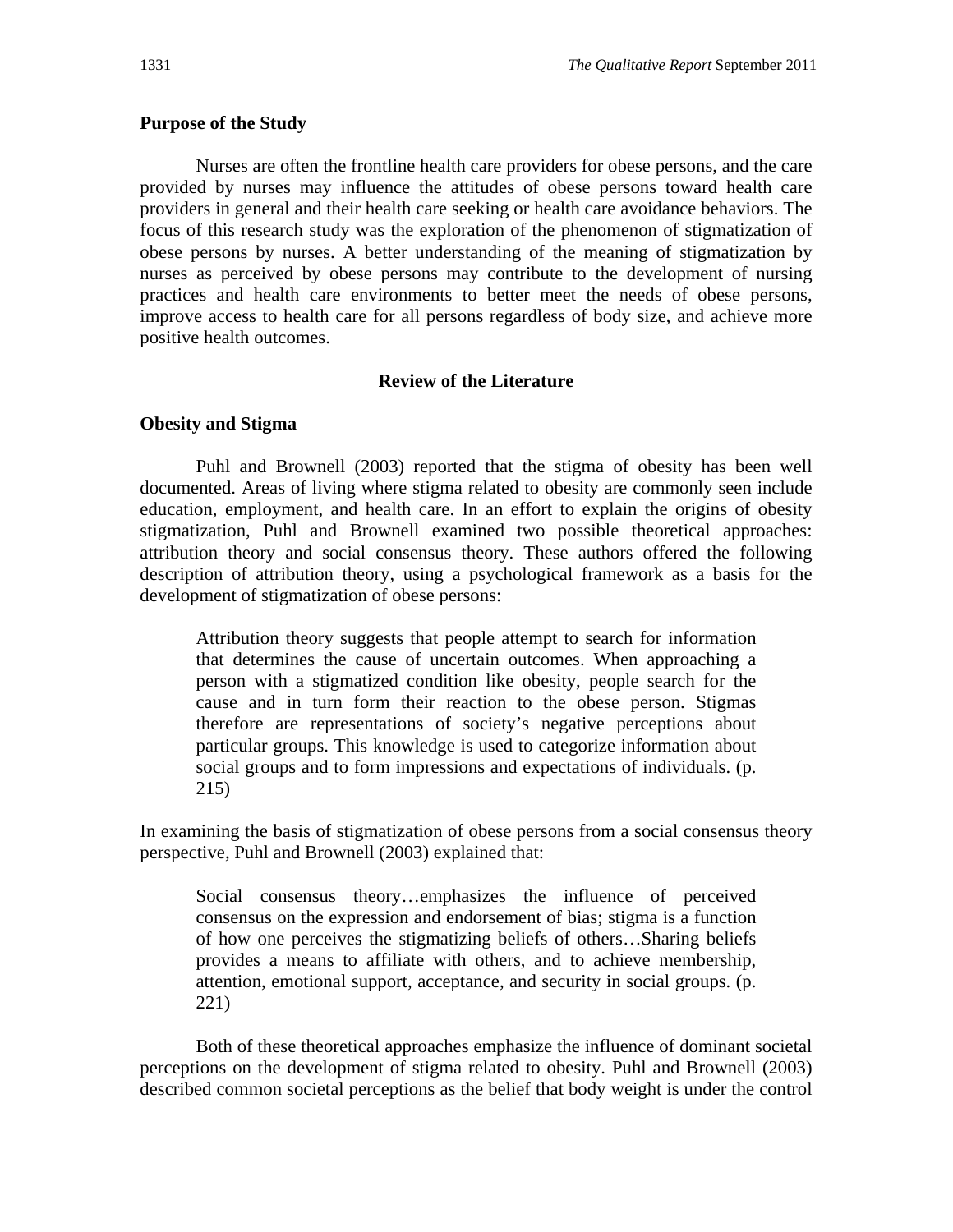### Purpose of the Study

Nurses are often the frontline health care providers for obese persons, and the care provided by nurses may influence the attitudes of obese persons toward health care providers in general and their health care seeking or health care avoidance behaviors. The focus of this research study was the exploration of the phenomenon of stigmatization of obese persons by nurses. A better understanding of the meaning of stigmatization by nurses as perceived by obese persons may contribute to the development of nursing practices and health care environments to better meet the needs of obese persons, improve access to health care for all persons regardless of body size, and achieve more positive health outcomes.

## Review of the Literature

### Obesity and Stigma

Puhl and Brownell (2003) reported that the stigma of obesity has been well documented. Areas of living where stigma related to obesity are commonly seen include education, employment, and health care. In an effort to explain the origins of obesity stigmatization, Puhl and Brownell examined two possible theoretical approaches: attribution theory and social consensus theory. These authors offered the following description of attribution theory, using a psychological framework as a basis for the development of stigmatization of obese persons:

> Attribution theory suggests that people attempt to search for information that determines the cause of uncertain outcomes. When approaching a person with a stigmatized condition like obesity, people search for the cause and in turn form their reaction to the obese person. Stigmas therefore are representations of society's negative perceptions about particular groups. This knowledge is used to categorize information about social groups and to form impressions and expectations of individuals. (p. 215)

In examining the basis of stigmatization of obese persons from a social consensus theory perspective, Puhl and Brownell (2003) explained that:

> Social consensus theory…emphasizes the influence of perceived consensus on the expression and endorsement of bias; stigma is a function of how one perceives the stigmatizing beliefs of others…Sharing beliefs provides a means to affiliate with others, and to achieve membership, attention, emotional support, acceptance, and security in social groups. (p. 221)

Both of these theoretical approaches emphasize the influence of dominant societal perceptions on the development of stigma related to obesity. Puhl and Brownell (2003) described common societal perceptions as the belief that body weight is under the control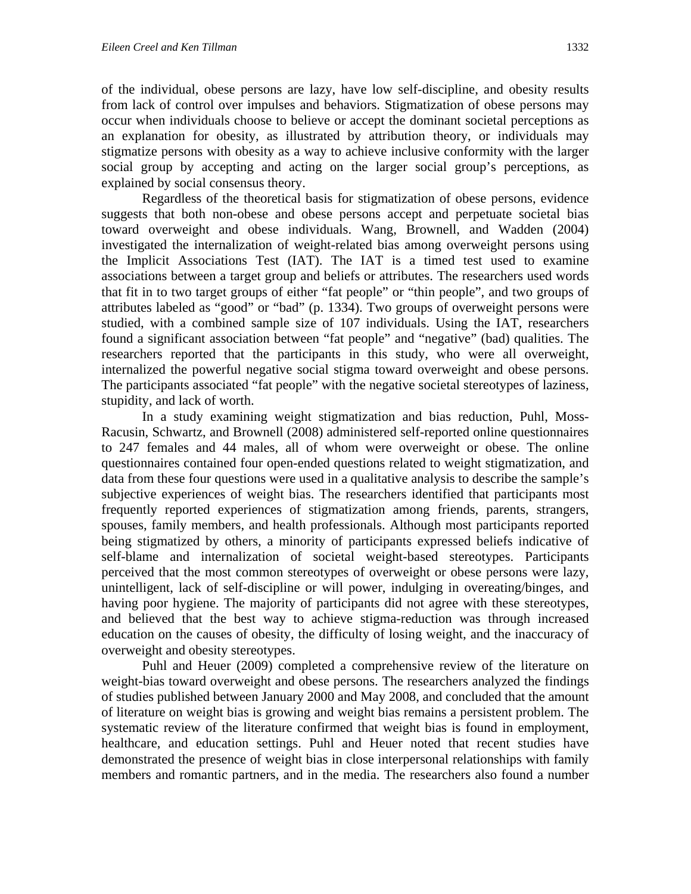of the individual, obese persons are lazy, have low self-discipline, and obesity results from lack of control over impulses and behaviors. Stigmatization of obese persons may occur when individuals choose to believe or accept the dominant societal perceptions as an explanation for obesity, as illustrated by attribution theory, or individuals may stigmatize persons with obesity as a way to achieve inclusive conformity with the larger social group by accepting and acting on the larger social group's perceptions, as explained by social consensus theory.

Regardless of the theoretical basis for stigmatization of obese persons, evidence suggests that both non-obese and obese persons accept and perpetuate societal bias toward overweight and obese individuals. Wang, Brownell, and Wadden (2004) investigated the internalization of weight-related bias among overweight persons using the Implicit Associations Test (IAT). The IAT is a timed test used to examine associations between a target group and beliefs or attributes. The researchers used words that fit in to two target groups of either "fat people" or "thin people", and two groups of attributes labeled as "good" or "bad" (p. 1334). Two groups of overweight persons were studied, with a combined sample size of 107 individuals. Using the IAT, researchers found a significant association between "fat people" and "negative" (bad) qualities. The researchers reported that the participants in this study, who were all overweight, internalized the powerful negative social stigma toward overweight and obese persons. The participants associated "fat people" with the negative societal stereotypes of laziness, stupidity, and lack of worth.

In a study examining weight stigmatization and bias reduction, Puhl, Moss-Racusin, Schwartz, and Brownell (2008) administered self-reported online questionnaires to 247 females and 44 males, all of whom were overweight or obese. The online questionnaires contained four open-ended questions related to weight stigmatization, and data from these four questions were used in a qualitative analysis to describe the sample's subjective experiences of weight bias. The researchers identified that participants most frequently reported experiences of stigmatization among friends, parents, strangers, spouses, family members, and health professionals. Although most participants reported being stigmatized by others, a minority of participants expressed beliefs indicative of self-blame and internalization of societal weight-based stereotypes. Participants perceived that the most common stereotypes of overweight or obese persons were lazy, unintelligent, lack of self-discipline or will power, indulging in overeating/binges, and having poor hygiene. The majority of participants did not agree with these stereotypes, and believed that the best way to achieve stigma-reduction was through increased education on the causes of obesity, the difficulty of losing weight, and the inaccuracy of overweight and obesity stereotypes.

Puhl and Heuer (2009) completed a comprehensive review of the literature on weight-bias toward overweight and obese persons. The researchers analyzed the findings of studies published between January 2000 and May 2008, and concluded that the amount of literature on weight bias is growing and weight bias remains a persistent problem. The systematic review of the literature confirmed that weight bias is found in employment, healthcare, and education settings. Puhl and Heuer noted that recent studies have demonstrated the presence of weight bias in close interpersonal relationships with family members and romantic partners, and in the media. The researchers also found a number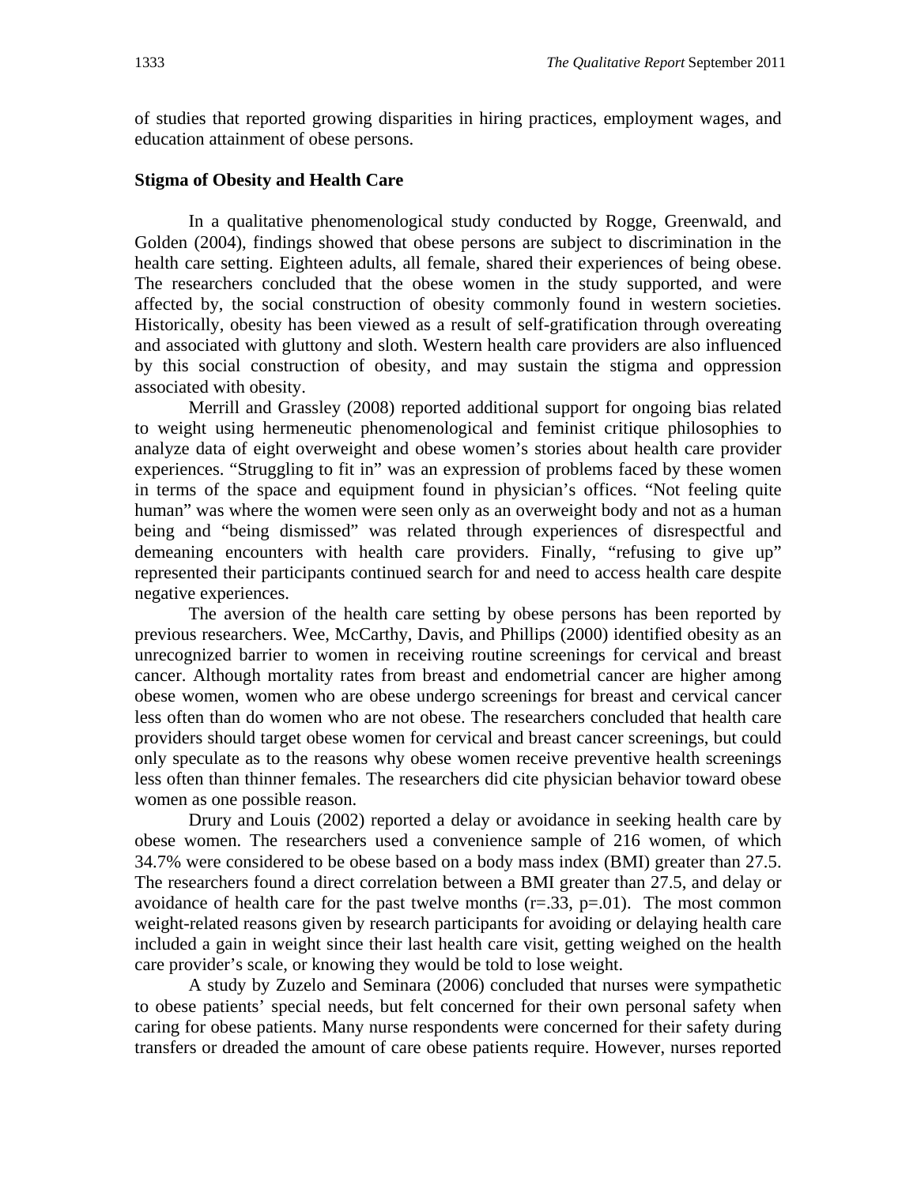of studies that reported growing disparities in hiring practices, employment wages, and education attainment of obese persons.

### Stigma of Obesity and Health Care

In a qualitative phenomenological study conducted by Rogge, Greenwald, and Golden (2004), findings showed that obese persons are subject to discrimination in the health care setting. Eighteen adults, all female, shared their experiences of being obese. The researchers concluded that the obese women in the study supported, and were affected by, the social construction of obesity commonly found in western societies. Historically, obesity has been viewed as a result of self-gratification through overeating and associated with gluttony and sloth. Western health care providers are also influenced by this social construction of obesity, and may sustain the stigma and oppression associated with obesity.

Merrill and Grassley (2008) reported additional support for ongoing bias related to weight using hermeneutic phenomenological and feminist critique philosophies to analyze data of eight overweight and obese women's stories about health care provider experiences. "Struggling to fit in" was an expression of problems faced by these women in terms of the space and equipment found in physician's offices. "Not feeling quite human" was where the women were seen only as an overweight body and not as a human being and "being dismissed" was related through experiences of disrespectful and demeaning encounters with health care providers. Finally, "refusing to give up" represented their participants continued search for and need to access health care despite negative experiences.

The aversion of the health care setting by obese persons has been reported by previous researchers. Wee, McCarthy, Davis, and Phillips (2000) identified obesity as an unrecognized barrier to women in receiving routine screenings for cervical and breast cancer. Although mortality rates from breast and endometrial cancer are higher among obese women, women who are obese undergo screenings for breast and cervical cancer less often than do women who are not obese. The researchers concluded that health care providers should target obese women for cervical and breast cancer screenings, but could only speculate as to the reasons why obese women receive preventive health screenings less often than thinner females. The researchers did cite physician behavior toward obese women as one possible reason.

Drury and Louis (2002) reported a delay or avoidance in seeking health care by obese women. The researchers used a convenience sample of 216 women, of which 34.7% were considered to be obese based on a body mass index (BMI) greater than 27.5. The researchers found a direct correlation between a BMI greater than 27.5, and delay or avoidance of health care for the past twelve months ($r=.33$, $p=.01$). The most common weight-related reasons given by research participants for avoiding or delaying health care included a gain in weight since their last health care visit, getting weighed on the health care provider's scale, or knowing they would be told to lose weight.

A study by Zuzelo and Seminara (2006) concluded that nurses were sympathetic to obese patients' special needs, but felt concerned for their own personal safety when caring for obese patients. Many nurse respondents were concerned for their safety during transfers or dreaded the amount of care obese patients require. However, nurses reported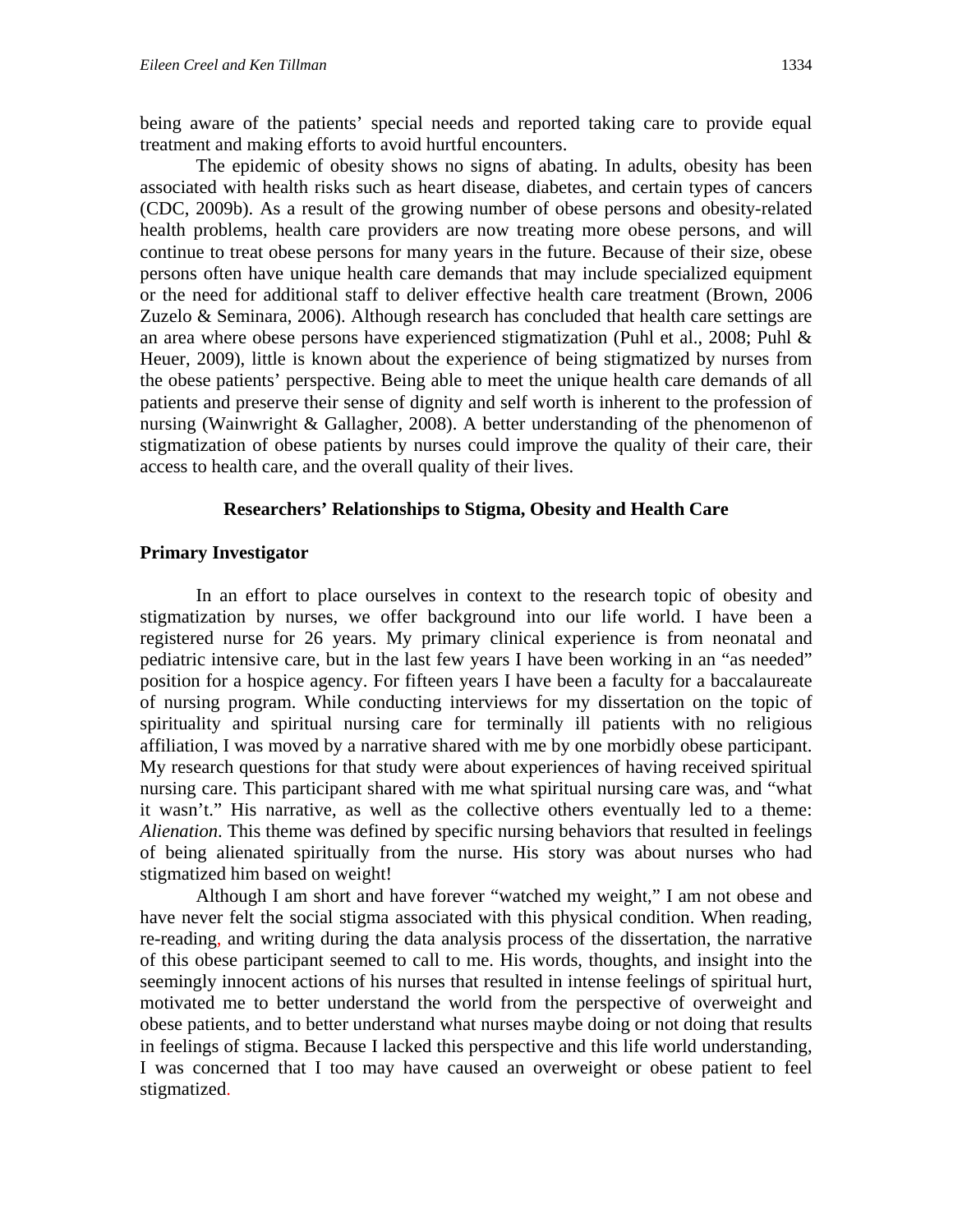being aware of the patients' special needs and reported taking care to provide equal treatment and making efforts to avoid hurtful encounters.

The epidemic of obesity shows no signs of abating. In adults, obesity has been associated with health risks such as heart disease, diabetes, and certain types of cancers (CDC, 2009b). As a result of the growing number of obese persons and obesity-related health problems, health care providers are now treating more obese persons, and will continue to treat obese persons for many years in the future. Because of their size, obese persons often have unique health care demands that may include specialized equipment or the need for additional staff to deliver effective health care treatment (Brown, 2006 Zuzelo & Seminara, 2006). Although research has concluded that health care settings are an area where obese persons have experienced stigmatization (Puhl et al., 2008; Puhl & Heuer, 2009), little is known about the experience of being stigmatized by nurses from the obese patients' perspective. Being able to meet the unique health care demands of all patients and preserve their sense of dignity and self worth is inherent to the profession of nursing (Wainwright & Gallagher, 2008). A better understanding of the phenomenon of stigmatization of obese patients by nurses could improve the quality of their care, their access to health care, and the overall quality of their lives.

## Researchers' Relationships to Stigma, Obesity and Health Care

### Primary Investigator

In an effort to place ourselves in context to the research topic of obesity and stigmatization by nurses, we offer background into our life world. I have been a registered nurse for 26 years. My primary clinical experience is from neonatal and pediatric intensive care, but in the last few years I have been working in an "as needed" position for a hospice agency. For fifteen years I have been a faculty for a baccalaureate of nursing program. While conducting interviews for my dissertation on the topic of spirituality and spiritual nursing care for terminally ill patients with no religious affiliation, I was moved by a narrative shared with me by one morbidly obese participant. My research questions for that study were about experiences of having received spiritual nursing care. This participant shared with me what spiritual nursing care was, and "what it wasn't." His narrative, as well as the collective others eventually led to a theme: *Alienation*. This theme was defined by specific nursing behaviors that resulted in feelings of being alienated spiritually from the nurse. His story was about nurses who had stigmatized him based on weight!

Although I am short and have forever "watched my weight," I am not obese and have never felt the social stigma associated with this physical condition. When reading, re-reading, and writing during the data analysis process of the dissertation, the narrative of this obese participant seemed to call to me. His words, thoughts, and insight into the seemingly innocent actions of his nurses that resulted in intense feelings of spiritual hurt, motivated me to better understand the world from the perspective of overweight and obese patients, and to better understand what nurses maybe doing or not doing that results in feelings of stigma. Because I lacked this perspective and this life world understanding, I was concerned that I too may have caused an overweight or obese patient to feel stigmatized.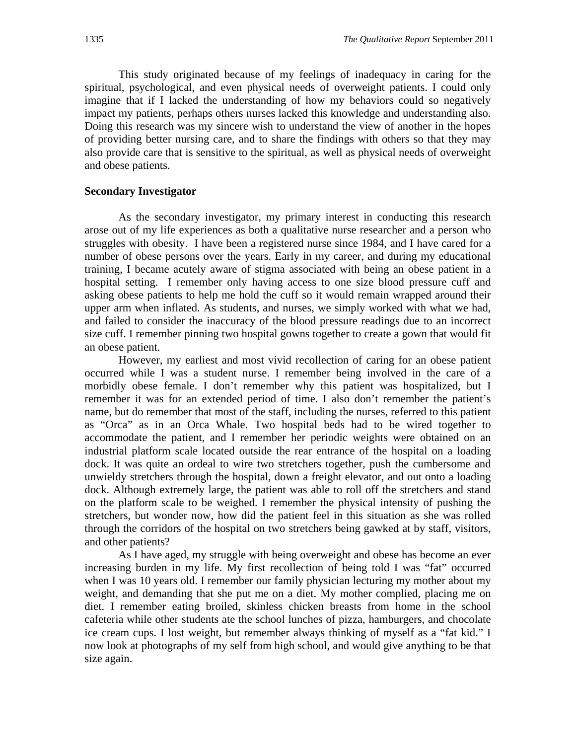This study originated because of my feelings of inadequacy in caring for the spiritual, psychological, and even physical needs of overweight patients. I could only imagine that if I lacked the understanding of how my behaviors could so negatively impact my patients, perhaps others nurses lacked this knowledge and understanding also. Doing this research was my sincere wish to understand the view of another in the hopes of providing better nursing care, and to share the findings with others so that they may also provide care that is sensitive to the spiritual, as well as physical needs of overweight and obese patients.

**Secondary Investigator**

As the secondary investigator, my primary interest in conducting this research arose out of my life experiences as both a qualitative nurse researcher and a person who struggles with obesity. I have been a registered nurse since 1984, and I have cared for a number of obese persons over the years. Early in my career, and during my educational training, I became acutely aware of stigma associated with being an obese patient in a hospital setting. I remember only having access to one size blood pressure cuff and asking obese patients to help me hold the cuff so it would remain wrapped around their upper arm when inflated. As students, and nurses, we simply worked with what we had, and failed to consider the inaccuracy of the blood pressure readings due to an incorrect size cuff. I remember pinning two hospital gowns together to create a gown that would fit an obese patient.

However, my earliest and most vivid recollection of caring for an obese patient occurred while I was a student nurse. I remember being involved in the care of a morbidly obese female. I don't remember why this patient was hospitalized, but I remember it was for an extended period of time. I also don't remember the patient's name, but do remember that most of the staff, including the nurses, referred to this patient as "Orca" as in an Orca Whale. Two hospital beds had to be wired together to accommodate the patient, and I remember her periodic weights were obtained on an industrial platform scale located outside the rear entrance of the hospital on a loading dock. It was quite an ordeal to wire two stretchers together, push the cumbersome and unwieldy stretchers through the hospital, down a freight elevator, and out onto a loading dock. Although extremely large, the patient was able to roll off the stretchers and stand on the platform scale to be weighed. I remember the physical intensity of pushing the stretchers, but wonder now, how did the patient feel in this situation as she was rolled through the corridors of the hospital on two stretchers being gawked at by staff, visitors, and other patients?

As I have aged, my struggle with being overweight and obese has become an ever increasing burden in my life. My first recollection of being told I was "fat" occurred when I was 10 years old. I remember our family physician lecturing my mother about my weight, and demanding that she put me on a diet. My mother complied, placing me on diet. I remember eating broiled, skinless chicken breasts from home in the school cafeteria while other students ate the school lunches of pizza, hamburgers, and chocolate ice cream cups. I lost weight, but remember always thinking of myself as a "fat kid." I now look at photographs of my self from high school, and would give anything to be that size again.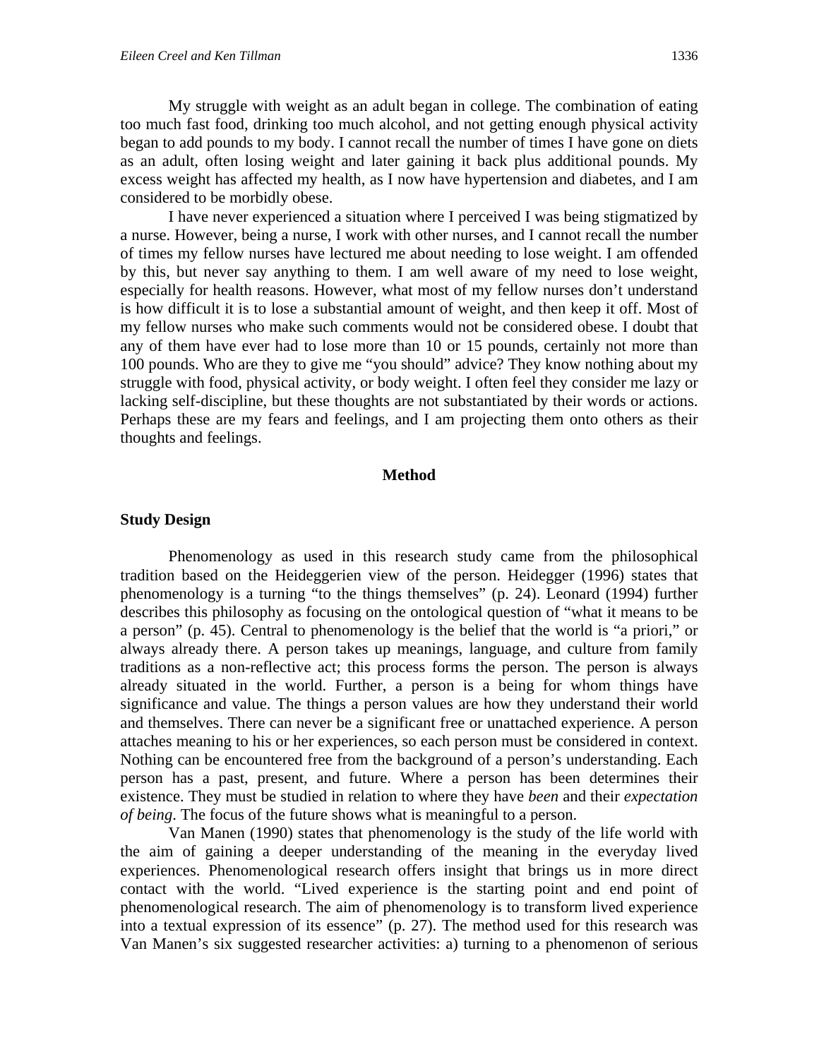My struggle with weight as an adult began in college. The combination of eating too much fast food, drinking too much alcohol, and not getting enough physical activity began to add pounds to my body. I cannot recall the number of times I have gone on diets as an adult, often losing weight and later gaining it back plus additional pounds. My excess weight has affected my health, as I now have hypertension and diabetes, and I am considered to be morbidly obese.

I have never experienced a situation where I perceived I was being stigmatized by a nurse. However, being a nurse, I work with other nurses, and I cannot recall the number of times my fellow nurses have lectured me about needing to lose weight. I am offended by this, but never say anything to them. I am well aware of my need to lose weight, especially for health reasons. However, what most of my fellow nurses don't understand is how difficult it is to lose a substantial amount of weight, and then keep it off. Most of my fellow nurses who make such comments would not be considered obese. I doubt that any of them have ever had to lose more than 10 or 15 pounds, certainly not more than 100 pounds. Who are they to give me "you should" advice? They know nothing about my struggle with food, physical activity, or body weight. I often feel they consider me lazy or lacking self-discipline, but these thoughts are not substantiated by their words or actions. Perhaps these are my fears and feelings, and I am projecting them onto others as their thoughts and feelings.

## Method

### Study Design

Phenomenology as used in this research study came from the philosophical tradition based on the Heideggerien view of the person. Heidegger (1996) states that phenomenology is a turning "to the things themselves" (p. 24). Leonard (1994) further describes this philosophy as focusing on the ontological question of "what it means to be a person" (p. 45). Central to phenomenology is the belief that the world is "a priori," or always already there. A person takes up meanings, language, and culture from family traditions as a non-reflective act; this process forms the person. The person is always already situated in the world. Further, a person is a being for whom things have significance and value. The things a person values are how they understand their world and themselves. There can never be a significant free or unattached experience. A person attaches meaning to his or her experiences, so each person must be considered in context. Nothing can be encountered free from the background of a person's understanding. Each person has a past, present, and future. Where a person has been determines their existence. They must be studied in relation to where they have *been* and their *expectation of being*. The focus of the future shows what is meaningful to a person.

Van Manen (1990) states that phenomenology is the study of the life world with the aim of gaining a deeper understanding of the meaning in the everyday lived experiences. Phenomenological research offers insight that brings us in more direct contact with the world. "Lived experience is the starting point and end point of phenomenological research. The aim of phenomenology is to transform lived experience into a textual expression of its essence" (p. 27). The method used for this research was Van Manen's six suggested researcher activities: a) turning to a phenomenon of serious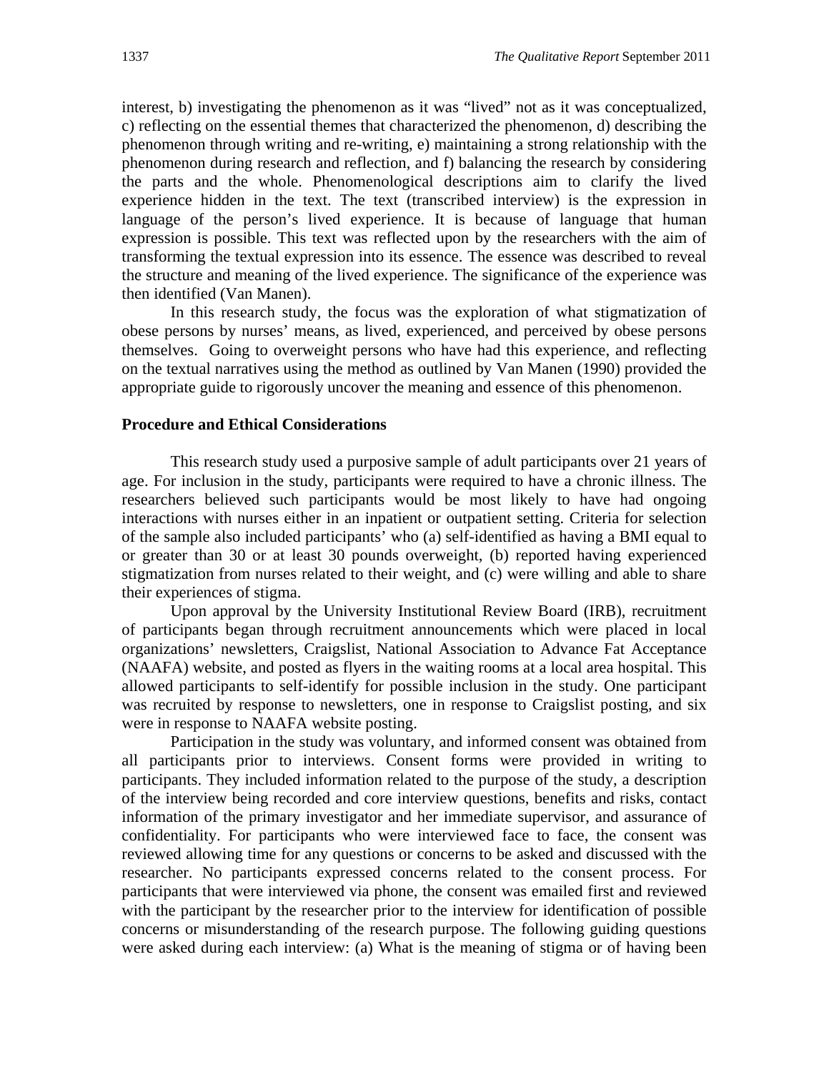interest, b) investigating the phenomenon as it was "lived" not as it was conceptualized, c) reflecting on the essential themes that characterized the phenomenon, d) describing the phenomenon through writing and re-writing, e) maintaining a strong relationship with the phenomenon during research and reflection, and f) balancing the research by considering the parts and the whole. Phenomenological descriptions aim to clarify the lived experience hidden in the text. The text (transcribed interview) is the expression in language of the person's lived experience. It is because of language that human expression is possible. This text was reflected upon by the researchers with the aim of transforming the textual expression into its essence. The essence was described to reveal the structure and meaning of the lived experience. The significance of the experience was then identified (Van Manen).

In this research study, the focus was the exploration of what stigmatization of obese persons by nurses' means, as lived, experienced, and perceived by obese persons themselves. Going to overweight persons who have had this experience, and reflecting on the textual narratives using the method as outlined by Van Manen (1990) provided the appropriate guide to rigorously uncover the meaning and essence of this phenomenon.

### Procedure and Ethical Considerations

This research study used a purposive sample of adult participants over 21 years of age. For inclusion in the study, participants were required to have a chronic illness. The researchers believed such participants would be most likely to have had ongoing interactions with nurses either in an inpatient or outpatient setting. Criteria for selection of the sample also included participants' who (a) self-identified as having a BMI equal to or greater than 30 or at least 30 pounds overweight, (b) reported having experienced stigmatization from nurses related to their weight, and (c) were willing and able to share their experiences of stigma.

Upon approval by the University Institutional Review Board (IRB), recruitment of participants began through recruitment announcements which were placed in local organizations' newsletters, Craigslist, National Association to Advance Fat Acceptance (NAAFA) website, and posted as flyers in the waiting rooms at a local area hospital. This allowed participants to self-identify for possible inclusion in the study. One participant was recruited by response to newsletters, one in response to Craigslist posting, and six were in response to NAAFA website posting.

Participation in the study was voluntary, and informed consent was obtained from all participants prior to interviews. Consent forms were provided in writing to participants. They included information related to the purpose of the study, a description of the interview being recorded and core interview questions, benefits and risks, contact information of the primary investigator and her immediate supervisor, and assurance of confidentiality. For participants who were interviewed face to face, the consent was reviewed allowing time for any questions or concerns to be asked and discussed with the researcher. No participants expressed concerns related to the consent process. For participants that were interviewed via phone, the consent was emailed first and reviewed with the participant by the researcher prior to the interview for identification of possible concerns or misunderstanding of the research purpose. The following guiding questions were asked during each interview: (a) What is the meaning of stigma or of having been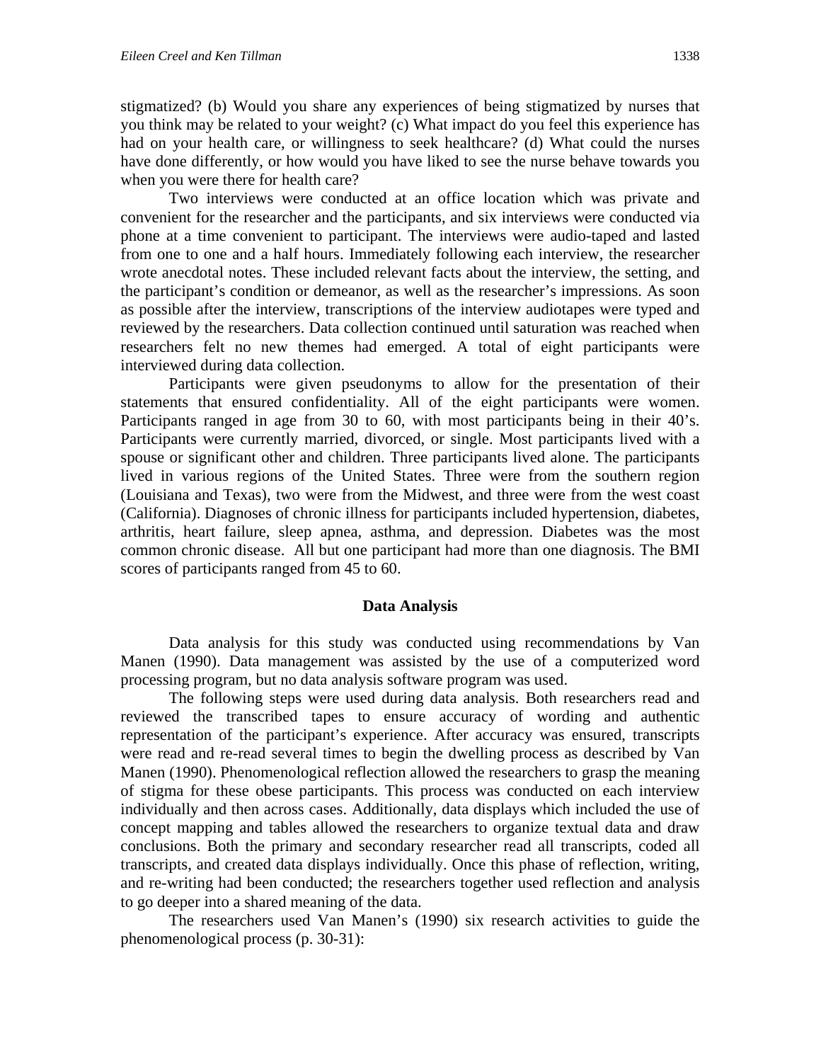stigmatized? (b) Would you share any experiences of being stigmatized by nurses that you think may be related to your weight? (c) What impact do you feel this experience has had on your health care, or willingness to seek healthcare? (d) What could the nurses have done differently, or how would you have liked to see the nurse behave towards you when you were there for health care?

Two interviews were conducted at an office location which was private and convenient for the researcher and the participants, and six interviews were conducted via phone at a time convenient to participant. The interviews were audio-taped and lasted from one to one and a half hours. Immediately following each interview, the researcher wrote anecdotal notes. These included relevant facts about the interview, the setting, and the participant's condition or demeanor, as well as the researcher's impressions. As soon as possible after the interview, transcriptions of the interview audiotapes were typed and reviewed by the researchers. Data collection continued until saturation was reached when researchers felt no new themes had emerged. A total of eight participants were interviewed during data collection.

Participants were given pseudonyms to allow for the presentation of their statements that ensured confidentiality. All of the eight participants were women. Participants ranged in age from 30 to 60, with most participants being in their 40's. Participants were currently married, divorced, or single. Most participants lived with a spouse or significant other and children. Three participants lived alone. The participants lived in various regions of the United States. Three were from the southern region (Louisiana and Texas), two were from the Midwest, and three were from the west coast (California). Diagnoses of chronic illness for participants included hypertension, diabetes, arthritis, heart failure, sleep apnea, asthma, and depression. Diabetes was the most common chronic disease. All but one participant had more than one diagnosis. The BMI scores of participants ranged from 45 to 60.

## Data Analysis

Data analysis for this study was conducted using recommendations by Van Manen (1990). Data management was assisted by the use of a computerized word processing program, but no data analysis software program was used.

The following steps were used during data analysis. Both researchers read and reviewed the transcribed tapes to ensure accuracy of wording and authentic representation of the participant's experience. After accuracy was ensured, transcripts were read and re-read several times to begin the dwelling process as described by Van Manen (1990). Phenomenological reflection allowed the researchers to grasp the meaning of stigma for these obese participants. This process was conducted on each interview individually and then across cases. Additionally, data displays which included the use of concept mapping and tables allowed the researchers to organize textual data and draw conclusions. Both the primary and secondary researcher read all transcripts, coded all transcripts, and created data displays individually. Once this phase of reflection, writing, and re-writing had been conducted; the researchers together used reflection and analysis to go deeper into a shared meaning of the data.

The researchers used Van Manen's (1990) six research activities to guide the phenomenological process (p. 30-31):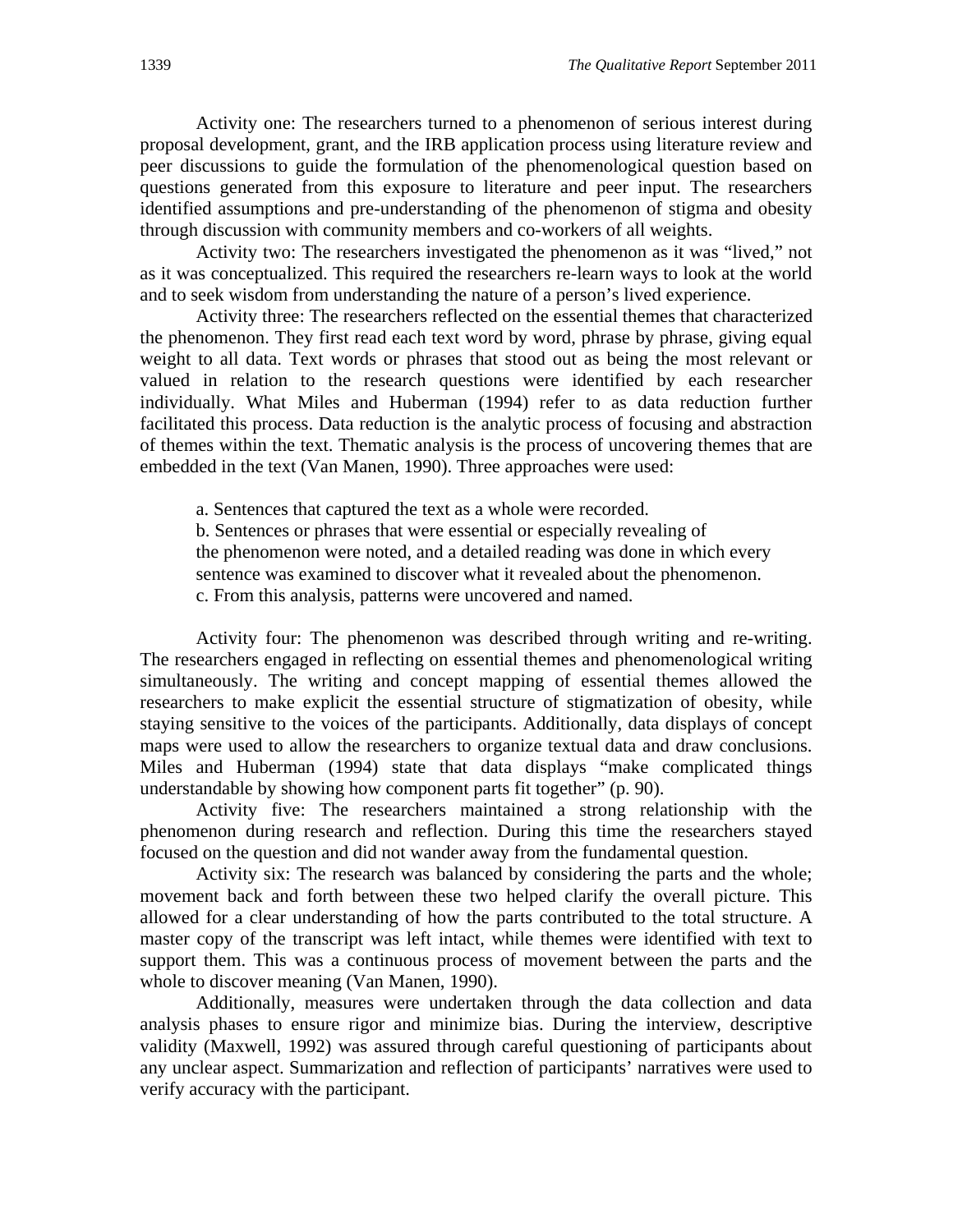Activity one: The researchers turned to a phenomenon of serious interest during proposal development, grant, and the IRB application process using literature review and peer discussions to guide the formulation of the phenomenological question based on questions generated from this exposure to literature and peer input. The researchers identified assumptions and pre-understanding of the phenomenon of stigma and obesity through discussion with community members and co-workers of all weights.

Activity two: The researchers investigated the phenomenon as it was "lived," not as it was conceptualized. This required the researchers re-learn ways to look at the world and to seek wisdom from understanding the nature of a person's lived experience.

Activity three: The researchers reflected on the essential themes that characterized the phenomenon. They first read each text word by word, phrase by phrase, giving equal weight to all data. Text words or phrases that stood out as being the most relevant or valued in relation to the research questions were identified by each researcher individually. What Miles and Huberman (1994) refer to as data reduction further facilitated this process. Data reduction is the analytic process of focusing and abstraction of themes within the text. Thematic analysis is the process of uncovering themes that are embedded in the text (Van Manen, 1990). Three approaches were used:

a. Sentences that captured the text as a whole were recorded.
b. Sentences or phrases that were essential or especially revealing of the phenomenon were noted, and a detailed reading was done in which every sentence was examined to discover what it revealed about the phenomenon.
c. From this analysis, patterns were uncovered and named.

Activity four: The phenomenon was described through writing and re-writing. The researchers engaged in reflecting on essential themes and phenomenological writing simultaneously. The writing and concept mapping of essential themes allowed the researchers to make explicit the essential structure of stigmatization of obesity, while staying sensitive to the voices of the participants. Additionally, data displays of concept maps were used to allow the researchers to organize textual data and draw conclusions. Miles and Huberman (1994) state that data displays "make complicated things understandable by showing how component parts fit together" (p. 90).

Activity five: The researchers maintained a strong relationship with the phenomenon during research and reflection. During this time the researchers stayed focused on the question and did not wander away from the fundamental question.

Activity six: The research was balanced by considering the parts and the whole; movement back and forth between these two helped clarify the overall picture. This allowed for a clear understanding of how the parts contributed to the total structure. A master copy of the transcript was left intact, while themes were identified with text to support them. This was a continuous process of movement between the parts and the whole to discover meaning (Van Manen, 1990).

Additionally, measures were undertaken through the data collection and data analysis phases to ensure rigor and minimize bias. During the interview, descriptive validity (Maxwell, 1992) was assured through careful questioning of participants about any unclear aspect. Summarization and reflection of participants' narratives were used to verify accuracy with the participant.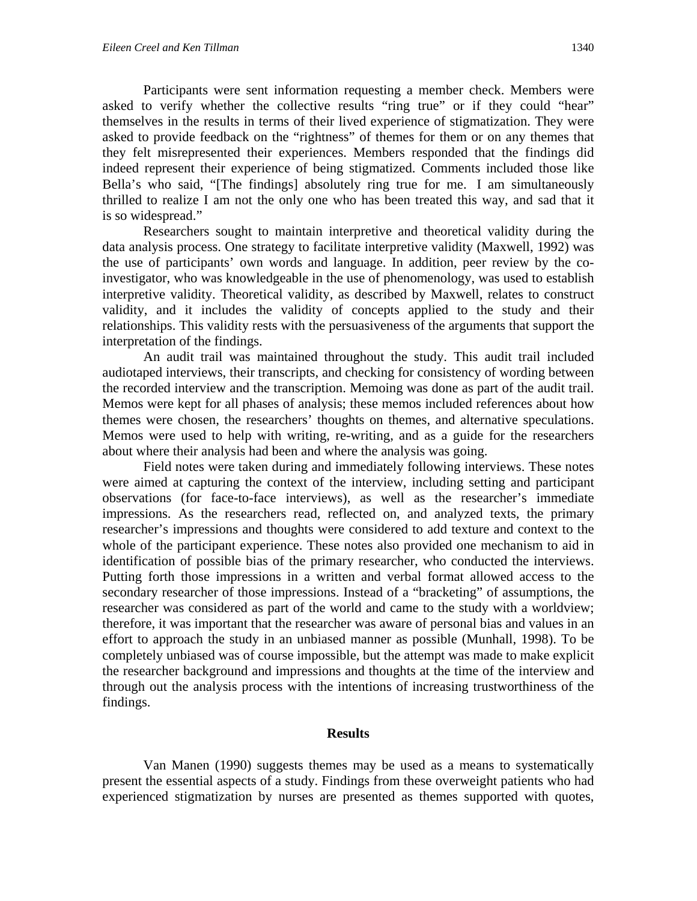Participants were sent information requesting a member check. Members were asked to verify whether the collective results "ring true" or if they could "hear" themselves in the results in terms of their lived experience of stigmatization. They were asked to provide feedback on the "rightness" of themes for them or on any themes that they felt misrepresented their experiences. Members responded that the findings did indeed represent their experience of being stigmatized. Comments included those like Bella's who said, "[The findings] absolutely ring true for me. I am simultaneously thrilled to realize I am not the only one who has been treated this way, and sad that it is so widespread."

Researchers sought to maintain interpretive and theoretical validity during the data analysis process. One strategy to facilitate interpretive validity (Maxwell, 1992) was the use of participants' own words and language. In addition, peer review by the co-investigator, who was knowledgeable in the use of phenomenology, was used to establish interpretive validity. Theoretical validity, as described by Maxwell, relates to construct validity, and it includes the validity of concepts applied to the study and their relationships. This validity rests with the persuasiveness of the arguments that support the interpretation of the findings.

An audit trail was maintained throughout the study. This audit trail included audiotaped interviews, their transcripts, and checking for consistency of wording between the recorded interview and the transcription. Memoing was done as part of the audit trail. Memos were kept for all phases of analysis; these memos included references about how themes were chosen, the researchers' thoughts on themes, and alternative speculations. Memos were used to help with writing, re-writing, and as a guide for the researchers about where their analysis had been and where the analysis was going.

Field notes were taken during and immediately following interviews. These notes were aimed at capturing the context of the interview, including setting and participant observations (for face-to-face interviews), as well as the researcher's immediate impressions. As the researchers read, reflected on, and analyzed texts, the primary researcher's impressions and thoughts were considered to add texture and context to the whole of the participant experience. These notes also provided one mechanism to aid in identification of possible bias of the primary researcher, who conducted the interviews. Putting forth those impressions in a written and verbal format allowed access to the secondary researcher of those impressions. Instead of a "bracketing" of assumptions, the researcher was considered as part of the world and came to the study with a worldview; therefore, it was important that the researcher was aware of personal bias and values in an effort to approach the study in an unbiased manner as possible (Munhall, 1998). To be completely unbiased was of course impossible, but the attempt was made to make explicit the researcher background and impressions and thoughts at the time of the interview and through out the analysis process with the intentions of increasing trustworthiness of the findings.

## Results

Van Manen (1990) suggests themes may be used as a means to systematically present the essential aspects of a study. Findings from these overweight patients who had experienced stigmatization by nurses are presented as themes supported with quotes,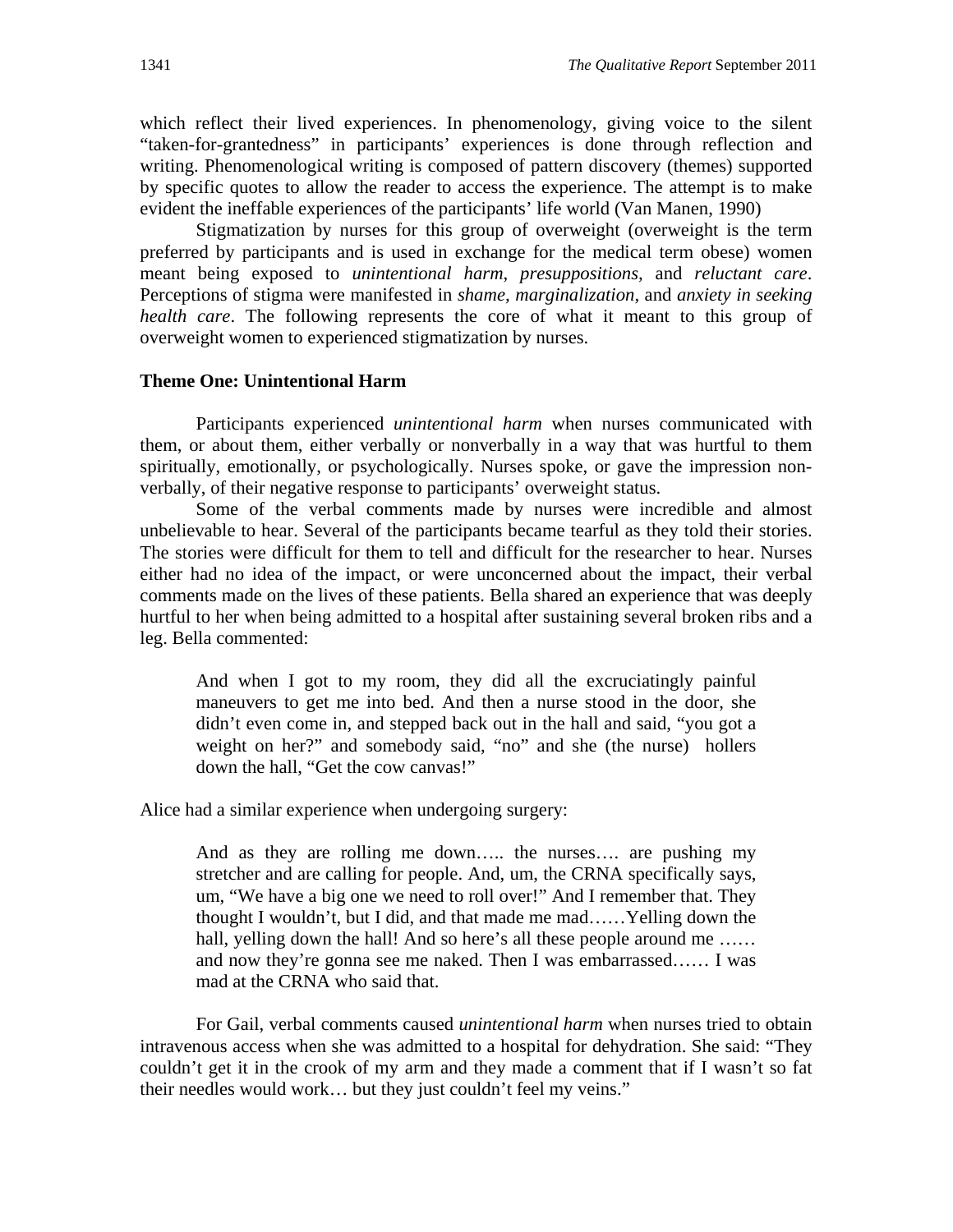which reflect their lived experiences. In phenomenology, giving voice to the silent "taken-for-grantedness" in participants' experiences is done through reflection and writing. Phenomenological writing is composed of pattern discovery (themes) supported by specific quotes to allow the reader to access the experience. The attempt is to make evident the ineffable experiences of the participants' life world (Van Manen, 1990)

Stigmatization by nurses for this group of overweight (overweight is the term preferred by participants and is used in exchange for the medical term obese) women meant being exposed to *unintentional harm*, *presuppositions*, and *reluctant care*. Perceptions of stigma were manifested in *shame*, *marginalization*, and *anxiety in seeking health care*. The following represents the core of what it meant to this group of overweight women to experienced stigmatization by nurses.

### Theme One: Unintentional Harm

Participants experienced *unintentional harm* when nurses communicated with them, or about them, either verbally or nonverbally in a way that was hurtful to them spiritually, emotionally, or psychologically. Nurses spoke, or gave the impression non-verbally, of their negative response to participants' overweight status.

Some of the verbal comments made by nurses were incredible and almost unbelievable to hear. Several of the participants became tearful as they told their stories. The stories were difficult for them to tell and difficult for the researcher to hear. Nurses either had no idea of the impact, or were unconcerned about the impact, their verbal comments made on the lives of these patients. Bella shared an experience that was deeply hurtful to her when being admitted to a hospital after sustaining several broken ribs and a leg. Bella commented:

> And when I got to my room, they did all the excruciatingly painful maneuvers to get me into bed. And then a nurse stood in the door, she didn't even come in, and stepped back out in the hall and said, "you got a weight on her?" and somebody said, "no" and she (the nurse) hollers down the hall, "Get the cow canvas!"

Alice had a similar experience when undergoing surgery:

> And as they are rolling me down….. the nurses…. are pushing my stretcher and are calling for people. And, um, the CRNA specifically says, um, "We have a big one we need to roll over!" And I remember that. They thought I wouldn't, but I did, and that made me mad……Yelling down the hall, yelling down the hall! And so here's all these people around me …… and now they're gonna see me naked. Then I was embarrassed…… I was mad at the CRNA who said that.

For Gail, verbal comments caused *unintentional harm* when nurses tried to obtain intravenous access when she was admitted to a hospital for dehydration. She said: "They couldn't get it in the crook of my arm and they made a comment that if I wasn't so fat their needles would work… but they just couldn't feel my veins."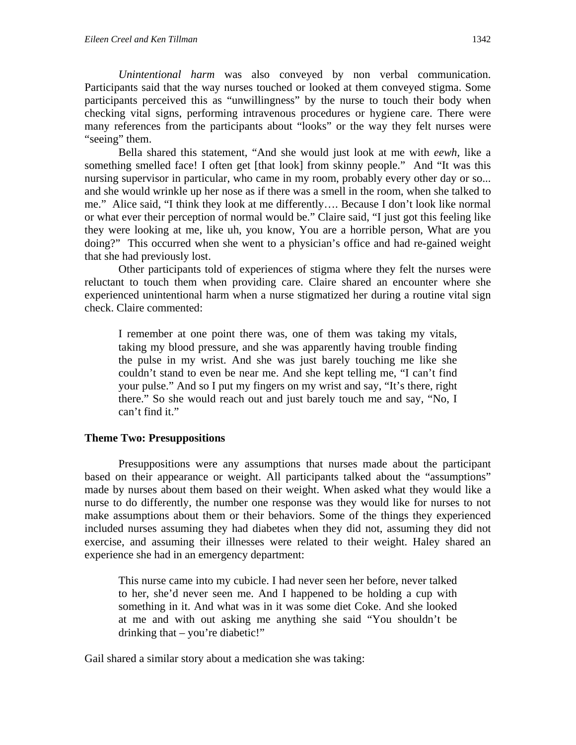*Unintentional harm* was also conveyed by non verbal communication. Participants said that the way nurses touched or looked at them conveyed stigma. Some participants perceived this as "unwillingness" by the nurse to touch their body when checking vital signs, performing intravenous procedures or hygiene care. There were many references from the participants about "looks" or the way they felt nurses were "seeing" them.

Bella shared this statement, "And she would just look at me with *eewh*, like a something smelled face! I often get [that look] from skinny people." And "It was this nursing supervisor in particular, who came in my room, probably every other day or so... and she would wrinkle up her nose as if there was a smell in the room, when she talked to me." Alice said, "I think they look at me differently…. Because I don't look like normal or what ever their perception of normal would be." Claire said, "I just got this feeling like they were looking at me, like uh, you know, You are a horrible person, What are you doing?" This occurred when she went to a physician's office and had re-gained weight that she had previously lost.

Other participants told of experiences of stigma where they felt the nurses were reluctant to touch them when providing care. Claire shared an encounter where she experienced unintentional harm when a nurse stigmatized her during a routine vital sign check. Claire commented:

> I remember at one point there was, one of them was taking my vitals, taking my blood pressure, and she was apparently having trouble finding the pulse in my wrist. And she was just barely touching me like she couldn't stand to even be near me. And she kept telling me, "I can't find your pulse." And so I put my fingers on my wrist and say, "It's there, right there." So she would reach out and just barely touch me and say, "No, I can't find it."

### Theme Two: Presuppositions

Presuppositions were any assumptions that nurses made about the participant based on their appearance or weight. All participants talked about the "assumptions" made by nurses about them based on their weight. When asked what they would like a nurse to do differently, the number one response was they would like for nurses to not make assumptions about them or their behaviors. Some of the things they experienced included nurses assuming they had diabetes when they did not, assuming they did not exercise, and assuming their illnesses were related to their weight. Haley shared an experience she had in an emergency department:

> This nurse came into my cubicle. I had never seen her before, never talked to her, she'd never seen me. And I happened to be holding a cup with something in it. And what was in it was some diet Coke. And she looked at me and with out asking me anything she said "You shouldn't be drinking that – you're diabetic!"

Gail shared a similar story about a medication she was taking: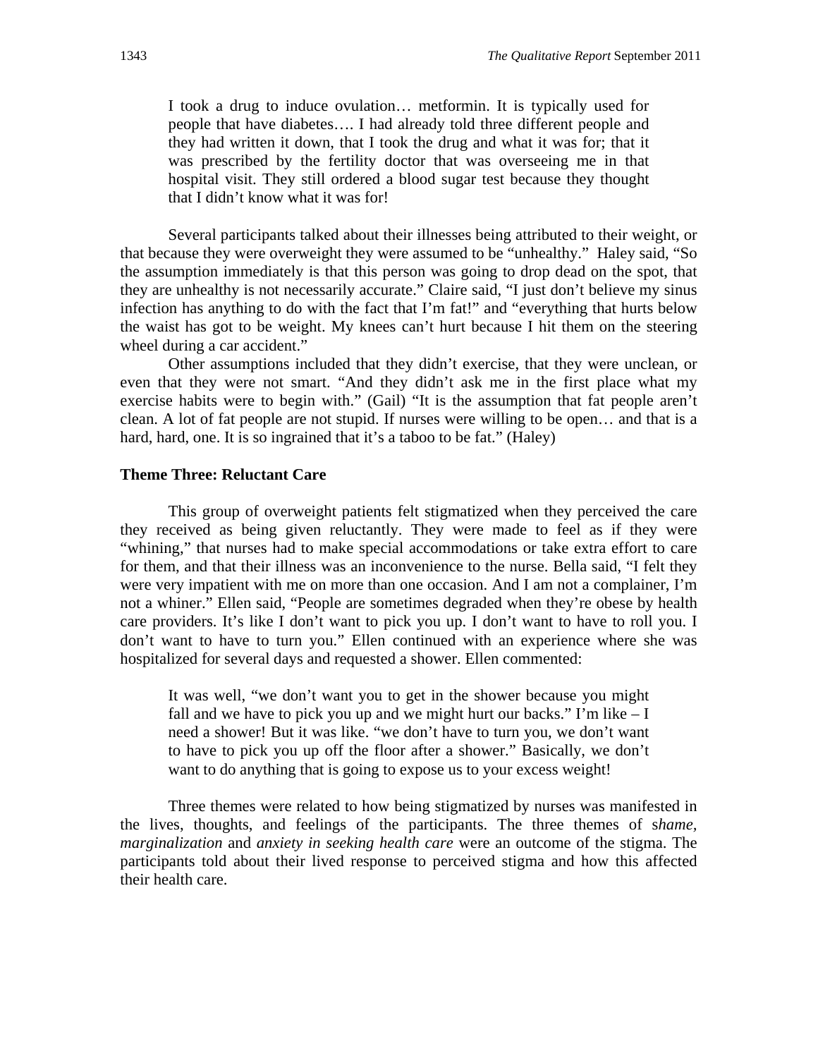> I took a drug to induce ovulation… metformin. It is typically used for people that have diabetes…. I had already told three different people and they had written it down, that I took the drug and what it was for; that it was prescribed by the fertility doctor that was overseeing me in that hospital visit. They still ordered a blood sugar test because they thought that I didn't know what it was for!

Several participants talked about their illnesses being attributed to their weight, or that because they were overweight they were assumed to be "unhealthy." Haley said, "So the assumption immediately is that this person was going to drop dead on the spot, that they are unhealthy is not necessarily accurate." Claire said, "I just don't believe my sinus infection has anything to do with the fact that I'm fat!" and "everything that hurts below the waist has got to be weight. My knees can't hurt because I hit them on the steering wheel during a car accident."

Other assumptions included that they didn't exercise, that they were unclean, or even that they were not smart. "And they didn't ask me in the first place what my exercise habits were to begin with." (Gail) "It is the assumption that fat people aren't clean. A lot of fat people are not stupid. If nurses were willing to be open… and that is a hard, hard, one. It is so ingrained that it's a taboo to be fat." (Haley)

### Theme Three: Reluctant Care

This group of overweight patients felt stigmatized when they perceived the care they received as being given reluctantly. They were made to feel as if they were "whining," that nurses had to make special accommodations or take extra effort to care for them, and that their illness was an inconvenience to the nurse. Bella said, "I felt they were very impatient with me on more than one occasion. And I am not a complainer, I'm not a whiner." Ellen said, "People are sometimes degraded when they're obese by health care providers. It's like I don't want to pick you up. I don't want to have to roll you. I don't want to have to turn you." Ellen continued with an experience where she was hospitalized for several days and requested a shower. Ellen commented:

> It was well, "we don't want you to get in the shower because you might fall and we have to pick you up and we might hurt our backs." I'm like – I need a shower! But it was like. "we don't have to turn you, we don't want to have to pick you up off the floor after a shower." Basically, we don't want to do anything that is going to expose us to your excess weight!

Three themes were related to how being stigmatized by nurses was manifested in the lives, thoughts, and feelings of the participants. The three themes of s*hame, marginalization* and *anxiety in seeking health care* were an outcome of the stigma. The participants told about their lived response to perceived stigma and how this affected their health care.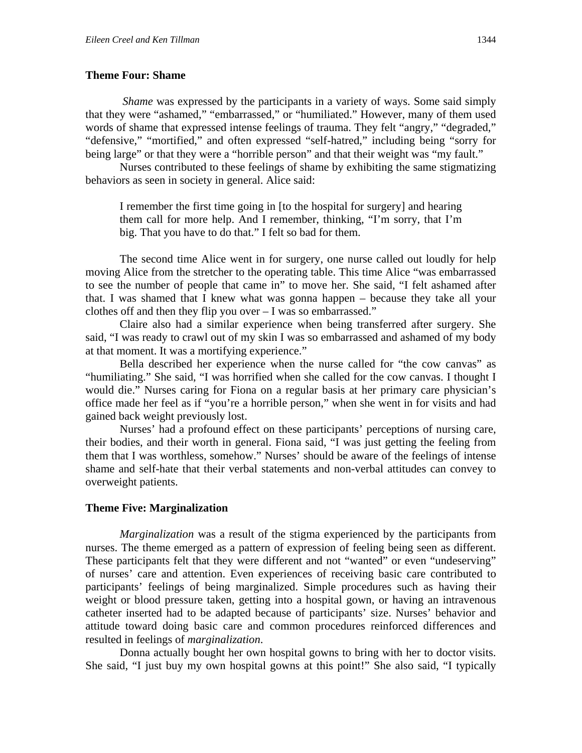### Theme Four: Shame

*Shame* was expressed by the participants in a variety of ways. Some said simply that they were "ashamed," "embarrassed," or "humiliated." However, many of them used words of shame that expressed intense feelings of trauma. They felt "angry," "degraded," "defensive," "mortified," and often expressed "self-hatred," including being "sorry for being large" or that they were a "horrible person" and that their weight was "my fault."

Nurses contributed to these feelings of shame by exhibiting the same stigmatizing behaviors as seen in society in general. Alice said:

> I remember the first time going in [to the hospital for surgery] and hearing them call for more help. And I remember, thinking, "I'm sorry, that I'm big. That you have to do that." I felt so bad for them.

The second time Alice went in for surgery, one nurse called out loudly for help moving Alice from the stretcher to the operating table. This time Alice "was embarrassed to see the number of people that came in" to move her. She said, "I felt ashamed after that. I was shamed that I knew what was gonna happen – because they take all your clothes off and then they flip you over – I was so embarrassed."

Claire also had a similar experience when being transferred after surgery. She said, "I was ready to crawl out of my skin I was so embarrassed and ashamed of my body at that moment. It was a mortifying experience."

Bella described her experience when the nurse called for "the cow canvas" as "humiliating." She said, "I was horrified when she called for the cow canvas. I thought I would die." Nurses caring for Fiona on a regular basis at her primary care physician's office made her feel as if "you're a horrible person," when she went in for visits and had gained back weight previously lost.

Nurses' had a profound effect on these participants' perceptions of nursing care, their bodies, and their worth in general. Fiona said, "I was just getting the feeling from them that I was worthless, somehow." Nurses' should be aware of the feelings of intense shame and self-hate that their verbal statements and non-verbal attitudes can convey to overweight patients.

### Theme Five: Marginalization

*Marginalization* was a result of the stigma experienced by the participants from nurses. The theme emerged as a pattern of expression of feeling being seen as different. These participants felt that they were different and not "wanted" or even "undeserving" of nurses' care and attention. Even experiences of receiving basic care contributed to participants' feelings of being marginalized. Simple procedures such as having their weight or blood pressure taken, getting into a hospital gown, or having an intravenous catheter inserted had to be adapted because of participants' size. Nurses' behavior and attitude toward doing basic care and common procedures reinforced differences and resulted in feelings of *marginalization*.

Donna actually bought her own hospital gowns to bring with her to doctor visits. She said, "I just buy my own hospital gowns at this point!" She also said, "I typically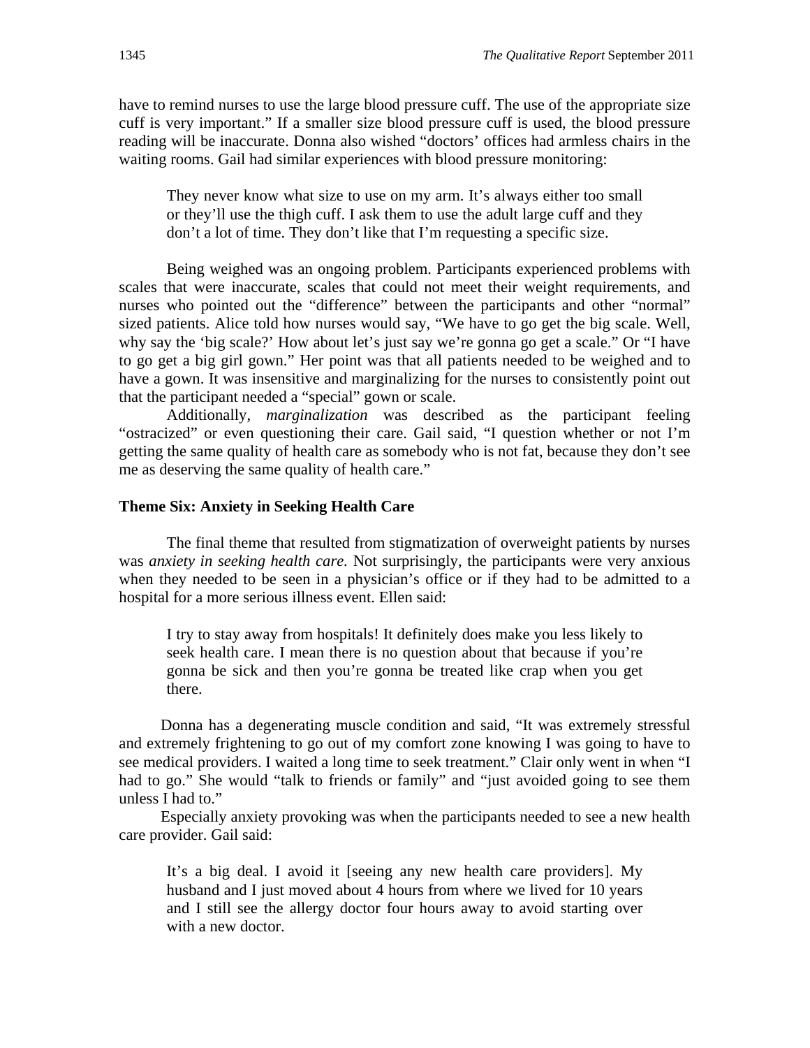have to remind nurses to use the large blood pressure cuff. The use of the appropriate size cuff is very important." If a smaller size blood pressure cuff is used, the blood pressure reading will be inaccurate. Donna also wished "doctors' offices had armless chairs in the waiting rooms. Gail had similar experiences with blood pressure monitoring:

> They never know what size to use on my arm. It's always either too small or they'll use the thigh cuff. I ask them to use the adult large cuff and they don't a lot of time. They don't like that I'm requesting a specific size.

Being weighed was an ongoing problem. Participants experienced problems with scales that were inaccurate, scales that could not meet their weight requirements, and nurses who pointed out the "difference" between the participants and other "normal" sized patients. Alice told how nurses would say, "We have to go get the big scale. Well, why say the 'big scale?' How about let's just say we're gonna go get a scale." Or "I have to go get a big girl gown." Her point was that all patients needed to be weighed and to have a gown. It was insensitive and marginalizing for the nurses to consistently point out that the participant needed a "special" gown or scale.

Additionally, *marginalization* was described as the participant feeling "ostracized" or even questioning their care. Gail said, "I question whether or not I'm getting the same quality of health care as somebody who is not fat, because they don't see me as deserving the same quality of health care."

**Theme Six: Anxiety in Seeking Health Care**

The final theme that resulted from stigmatization of overweight patients by nurses was *anxiety in seeking health care.* Not surprisingly, the participants were very anxious when they needed to be seen in a physician's office or if they had to be admitted to a hospital for a more serious illness event. Ellen said:

> I try to stay away from hospitals! It definitely does make you less likely to seek health care. I mean there is no question about that because if you're gonna be sick and then you're gonna be treated like crap when you get there.

Donna has a degenerating muscle condition and said, "It was extremely stressful and extremely frightening to go out of my comfort zone knowing I was going to have to see medical providers. I waited a long time to seek treatment." Clair only went in when "I had to go." She would "talk to friends or family" and "just avoided going to see them unless I had to."

Especially anxiety provoking was when the participants needed to see a new health care provider. Gail said:

> It's a big deal. I avoid it [seeing any new health care providers]. My husband and I just moved about 4 hours from where we lived for 10 years and I still see the allergy doctor four hours away to avoid starting over with a new doctor.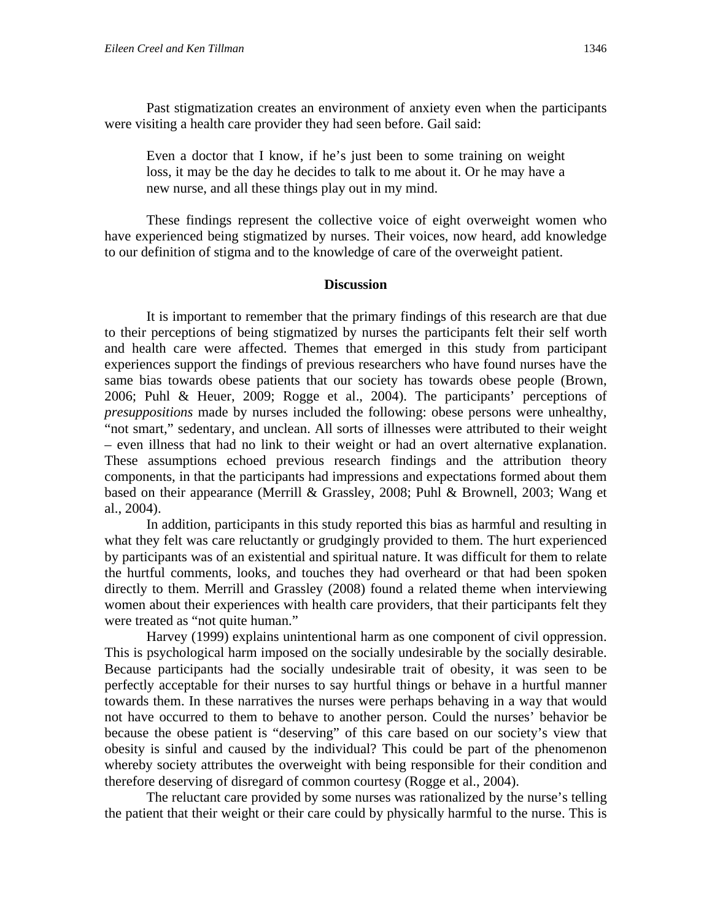Past stigmatization creates an environment of anxiety even when the participants were visiting a health care provider they had seen before. Gail said:

> Even a doctor that I know, if he's just been to some training on weight loss, it may be the day he decides to talk to me about it. Or he may have a new nurse, and all these things play out in my mind.

These findings represent the collective voice of eight overweight women who have experienced being stigmatized by nurses. Their voices, now heard, add knowledge to our definition of stigma and to the knowledge of care of the overweight patient.

## Discussion

It is important to remember that the primary findings of this research are that due to their perceptions of being stigmatized by nurses the participants felt their self worth and health care were affected. Themes that emerged in this study from participant experiences support the findings of previous researchers who have found nurses have the same bias towards obese patients that our society has towards obese people (Brown, 2006; Puhl & Heuer, 2009; Rogge et al., 2004). The participants' perceptions of *presuppositions* made by nurses included the following: obese persons were unhealthy, "not smart," sedentary, and unclean. All sorts of illnesses were attributed to their weight – even illness that had no link to their weight or had an overt alternative explanation. These assumptions echoed previous research findings and the attribution theory components, in that the participants had impressions and expectations formed about them based on their appearance (Merrill & Grassley, 2008; Puhl & Brownell, 2003; Wang et al., 2004).

In addition, participants in this study reported this bias as harmful and resulting in what they felt was care reluctantly or grudgingly provided to them. The hurt experienced by participants was of an existential and spiritual nature. It was difficult for them to relate the hurtful comments, looks, and touches they had overheard or that had been spoken directly to them. Merrill and Grassley (2008) found a related theme when interviewing women about their experiences with health care providers, that their participants felt they were treated as "not quite human."

Harvey (1999) explains unintentional harm as one component of civil oppression. This is psychological harm imposed on the socially undesirable by the socially desirable. Because participants had the socially undesirable trait of obesity, it was seen to be perfectly acceptable for their nurses to say hurtful things or behave in a hurtful manner towards them. In these narratives the nurses were perhaps behaving in a way that would not have occurred to them to behave to another person. Could the nurses' behavior be because the obese patient is "deserving" of this care based on our society's view that obesity is sinful and caused by the individual? This could be part of the phenomenon whereby society attributes the overweight with being responsible for their condition and therefore deserving of disregard of common courtesy (Rogge et al., 2004).

The reluctant care provided by some nurses was rationalized by the nurse's telling the patient that their weight or their care could by physically harmful to the nurse. This is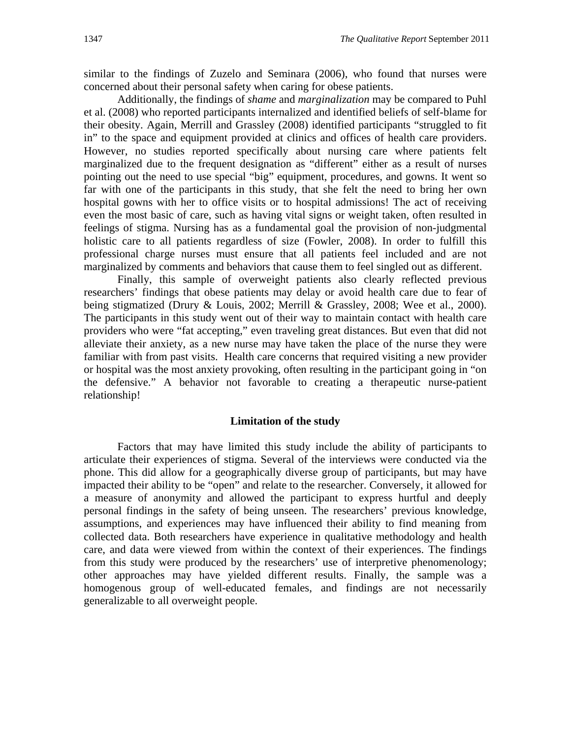similar to the findings of Zuzelo and Seminara (2006), who found that nurses were concerned about their personal safety when caring for obese patients.

Additionally, the findings of *shame* and *marginalization* may be compared to Puhl et al. (2008) who reported participants internalized and identified beliefs of self-blame for their obesity. Again, Merrill and Grassley (2008) identified participants "struggled to fit in" to the space and equipment provided at clinics and offices of health care providers. However, no studies reported specifically about nursing care where patients felt marginalized due to the frequent designation as "different" either as a result of nurses pointing out the need to use special "big" equipment, procedures, and gowns. It went so far with one of the participants in this study, that she felt the need to bring her own hospital gowns with her to office visits or to hospital admissions! The act of receiving even the most basic of care, such as having vital signs or weight taken, often resulted in feelings of stigma. Nursing has as a fundamental goal the provision of non-judgmental holistic care to all patients regardless of size (Fowler, 2008). In order to fulfill this professional charge nurses must ensure that all patients feel included and are not marginalized by comments and behaviors that cause them to feel singled out as different.

Finally, this sample of overweight patients also clearly reflected previous researchers' findings that obese patients may delay or avoid health care due to fear of being stigmatized (Drury & Louis, 2002; Merrill & Grassley, 2008; Wee et al., 2000). The participants in this study went out of their way to maintain contact with health care providers who were "fat accepting," even traveling great distances. But even that did not alleviate their anxiety, as a new nurse may have taken the place of the nurse they were familiar with from past visits. Health care concerns that required visiting a new provider or hospital was the most anxiety provoking, often resulting in the participant going in "on the defensive." A behavior not favorable to creating a therapeutic nurse-patient relationship!

### Limitation of the study

Factors that may have limited this study include the ability of participants to articulate their experiences of stigma. Several of the interviews were conducted via the phone. This did allow for a geographically diverse group of participants, but may have impacted their ability to be "open" and relate to the researcher. Conversely, it allowed for a measure of anonymity and allowed the participant to express hurtful and deeply personal findings in the safety of being unseen. The researchers' previous knowledge, assumptions, and experiences may have influenced their ability to find meaning from collected data. Both researchers have experience in qualitative methodology and health care, and data were viewed from within the context of their experiences. The findings from this study were produced by the researchers' use of interpretive phenomenology; other approaches may have yielded different results. Finally, the sample was a homogenous group of well-educated females, and findings are not necessarily generalizable to all overweight people.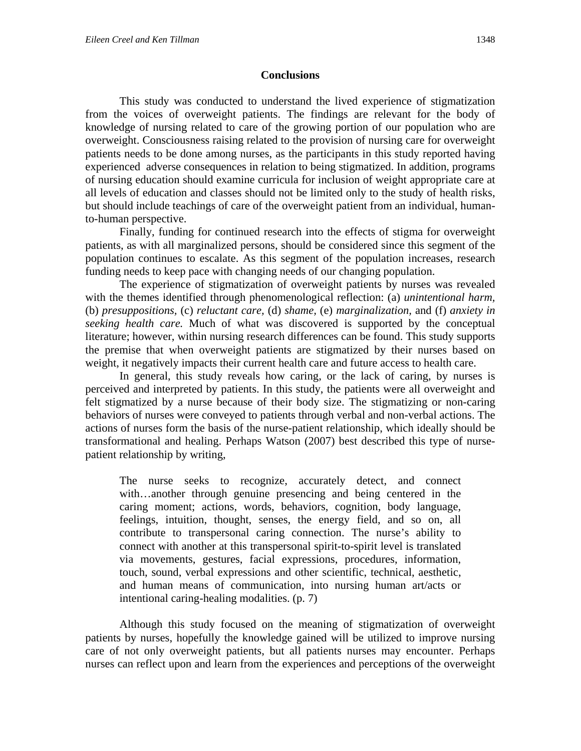## Conclusions

This study was conducted to understand the lived experience of stigmatization from the voices of overweight patients. The findings are relevant for the body of knowledge of nursing related to care of the growing portion of our population who are overweight. Consciousness raising related to the provision of nursing care for overweight patients needs to be done among nurses, as the participants in this study reported having experienced adverse consequences in relation to being stigmatized. In addition, programs of nursing education should examine curricula for inclusion of weight appropriate care at all levels of education and classes should not be limited only to the study of health risks, but should include teachings of care of the overweight patient from an individual, human-to-human perspective.

Finally, funding for continued research into the effects of stigma for overweight patients, as with all marginalized persons, should be considered since this segment of the population continues to escalate. As this segment of the population increases, research funding needs to keep pace with changing needs of our changing population.

The experience of stigmatization of overweight patients by nurses was revealed with the themes identified through phenomenological reflection: (a) *unintentional harm,* (b) *presuppositions,* (c) *reluctant care,* (d) *shame,* (e) *marginalization,* and (f) *anxiety in seeking health care.* Much of what was discovered is supported by the conceptual literature; however, within nursing research differences can be found. This study supports the premise that when overweight patients are stigmatized by their nurses based on weight, it negatively impacts their current health care and future access to health care.

In general, this study reveals how caring, or the lack of caring, by nurses is perceived and interpreted by patients. In this study, the patients were all overweight and felt stigmatized by a nurse because of their body size. The stigmatizing or non-caring behaviors of nurses were conveyed to patients through verbal and non-verbal actions. The actions of nurses form the basis of the nurse-patient relationship, which ideally should be transformational and healing. Perhaps Watson (2007) best described this type of nurse-patient relationship by writing,

> The nurse seeks to recognize, accurately detect, and connect with…another through genuine presencing and being centered in the caring moment; actions, words, behaviors, cognition, body language, feelings, intuition, thought, senses, the energy field, and so on, all contribute to transpersonal caring connection. The nurse's ability to connect with another at this transpersonal spirit-to-spirit level is translated via movements, gestures, facial expressions, procedures, information, touch, sound, verbal expressions and other scientific, technical, aesthetic, and human means of communication, into nursing human art/acts or intentional caring-healing modalities. (p. 7)

Although this study focused on the meaning of stigmatization of overweight patients by nurses, hopefully the knowledge gained will be utilized to improve nursing care of not only overweight patients, but all patients nurses may encounter. Perhaps nurses can reflect upon and learn from the experiences and perceptions of the overweight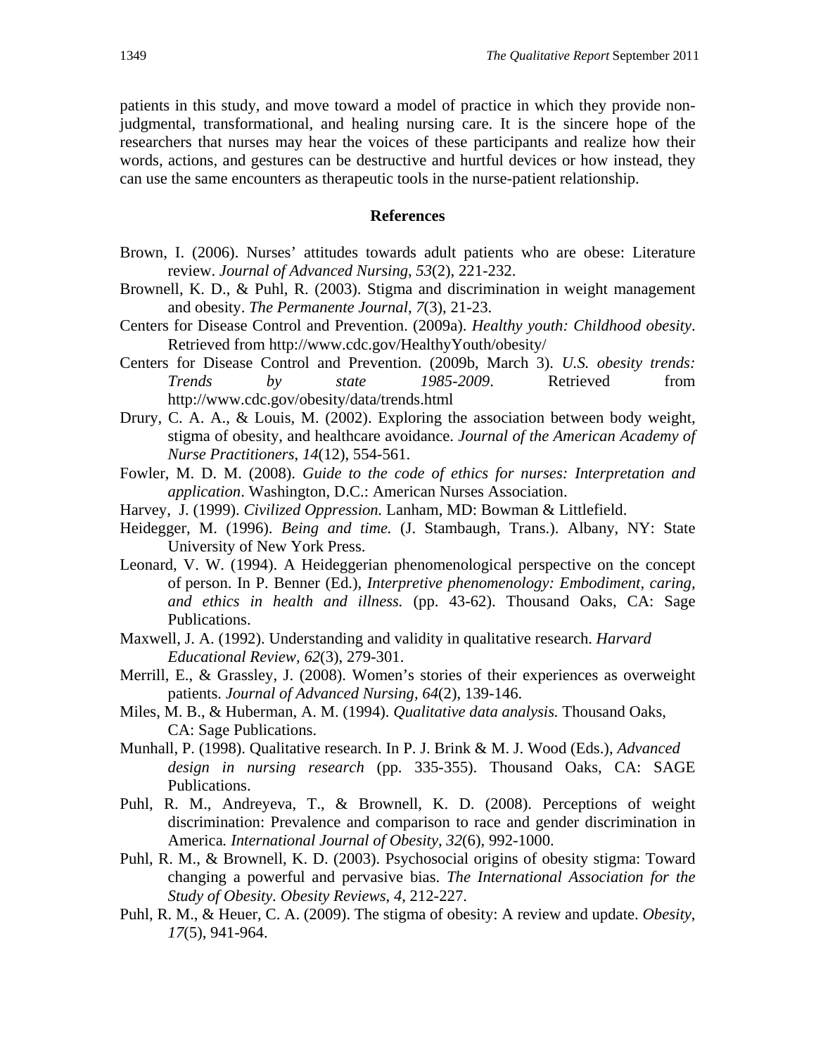patients in this study, and move toward a model of practice in which they provide non-judgmental, transformational, and healing nursing care. It is the sincere hope of the researchers that nurses may hear the voices of these participants and realize how their words, actions, and gestures can be destructive and hurtful devices or how instead, they can use the same encounters as therapeutic tools in the nurse-patient relationship.

## References

Brown, I. (2006). Nurses' attitudes towards adult patients who are obese: Literature review. *Journal of Advanced Nursing, 53*(2), 221-232.

Brownell, K. D., & Puhl, R. (2003). Stigma and discrimination in weight management and obesity. *The Permanente Journal*, *7*(3), 21-23.

Centers for Disease Control and Prevention. (2009a). *Healthy youth: Childhood obesity*. Retrieved from http://www.cdc.gov/HealthyYouth/obesity/

Centers for Disease Control and Prevention. (2009b, March 3). *U.S. obesity trends: Trends by state 1985-2009*. Retrieved from http://www.cdc.gov/obesity/data/trends.html

Drury, C. A. A., & Louis, M. (2002). Exploring the association between body weight, stigma of obesity, and healthcare avoidance. *Journal of the American Academy of Nurse Practitioners*, *14*(12), 554-561.

Fowler, M. D. M. (2008). *Guide to the code of ethics for nurses: Interpretation and application*. Washington, D.C.: American Nurses Association.

Harvey, J. (1999). *Civilized Oppression.* Lanham, MD: Bowman & Littlefield.

Heidegger, M. (1996). *Being and time.* (J. Stambaugh, Trans.). Albany, NY: State University of New York Press.

Leonard, V. W. (1994). A Heideggerian phenomenological perspective on the concept of person. In P. Benner (Ed.), *Interpretive phenomenology: Embodiment, caring, and ethics in health and illness.* (pp. 43-62). Thousand Oaks, CA: Sage Publications.

Maxwell, J. A. (1992). Understanding and validity in qualitative research. *Harvard Educational Review, 62*(3), 279-301.

Merrill, E., & Grassley, J. (2008). Women's stories of their experiences as overweight patients. *Journal of Advanced Nursing, 64*(2), 139-146.

Miles, M. B., & Huberman, A. M. (1994). *Qualitative data analysis.* Thousand Oaks, CA: Sage Publications.

Munhall, P. (1998). Qualitative research. In P. J. Brink & M. J. Wood (Eds.), *Advanced design in nursing research* (pp. 335-355). Thousand Oaks, CA: SAGE Publications.

Puhl, R. M., Andreyeva, T., & Brownell, K. D. (2008). Perceptions of weight discrimination: Prevalence and comparison to race and gender discrimination in America*. International Journal of Obesity, 32*(6), 992-1000.

Puhl, R. M., & Brownell, K. D. (2003). Psychosocial origins of obesity stigma: Toward changing a powerful and pervasive bias. *The International Association for the Study of Obesity. Obesity Reviews*, *4*, 212-227.

Puhl, R. M., & Heuer, C. A. (2009). The stigma of obesity: A review and update. *Obesity*, *17*(5), 941-964.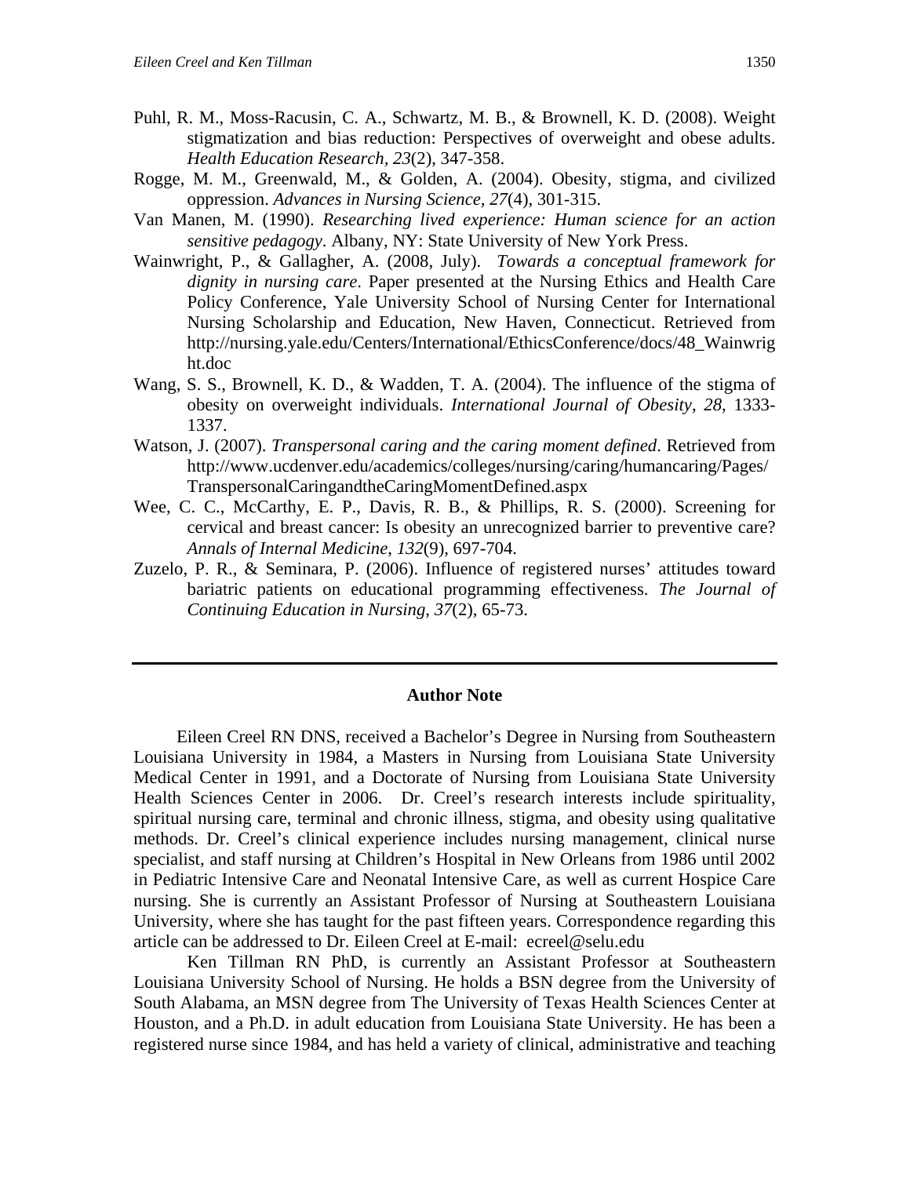Puhl, R. M., Moss-Racusin, C. A., Schwartz, M. B., & Brownell, K. D. (2008). Weight stigmatization and bias reduction: Perspectives of overweight and obese adults. *Health Education Research*, *23*(2), 347-358.

Rogge, M. M., Greenwald, M., & Golden, A. (2004). Obesity, stigma, and civilized oppression. *Advances in Nursing Science*, *27*(4), 301-315.

Van Manen, M. (1990). *Researching lived experience: Human science for an action sensitive pedagogy*. Albany, NY: State University of New York Press.

Wainwright, P., & Gallagher, A. (2008, July). *Towards a conceptual framework for dignity in nursing care*. Paper presented at the Nursing Ethics and Health Care Policy Conference, Yale University School of Nursing Center for International Nursing Scholarship and Education, New Haven, Connecticut. Retrieved from http://nursing.yale.edu/Centers/International/EthicsConference/docs/48_Wainwright.doc

Wang, S. S., Brownell, K. D., & Wadden, T. A. (2004). The influence of the stigma of obesity on overweight individuals. *International Journal of Obesity*, *28*, 1333-1337.

Watson, J. (2007). *Transpersonal caring and the caring moment defined*. Retrieved from http://www.ucdenver.edu/academics/colleges/nursing/caring/humancaring/Pages/TranspersonalCaringandtheCaringMomentDefined.aspx

Wee, C. C., McCarthy, E. P., Davis, R. B., & Phillips, R. S. (2000). Screening for cervical and breast cancer: Is obesity an unrecognized barrier to preventive care? *Annals of Internal Medicine*, *132*(9), 697-704.

Zuzelo, P. R., & Seminara, P. (2006). Influence of registered nurses' attitudes toward bariatric patients on educational programming effectiveness. *The Journal of Continuing Education in Nursing*, *37*(2), 65-73.

---

## Author Note

Eileen Creel RN DNS, received a Bachelor's Degree in Nursing from Southeastern Louisiana University in 1984, a Masters in Nursing from Louisiana State University Medical Center in 1991, and a Doctorate of Nursing from Louisiana State University Health Sciences Center in 2006. Dr. Creel's research interests include spirituality, spiritual nursing care, terminal and chronic illness, stigma, and obesity using qualitative methods. Dr. Creel's clinical experience includes nursing management, clinical nurse specialist, and staff nursing at Children's Hospital in New Orleans from 1986 until 2002 in Pediatric Intensive Care and Neonatal Intensive Care, as well as current Hospice Care nursing. She is currently an Assistant Professor of Nursing at Southeastern Louisiana University, where she has taught for the past fifteen years. Correspondence regarding this article can be addressed to Dr. Eileen Creel at E-mail: ecreel@selu.edu

Ken Tillman RN PhD, is currently an Assistant Professor at Southeastern Louisiana University School of Nursing. He holds a BSN degree from the University of South Alabama, an MSN degree from The University of Texas Health Sciences Center at Houston, and a Ph.D. in adult education from Louisiana State University. He has been a registered nurse since 1984, and has held a variety of clinical, administrative and teaching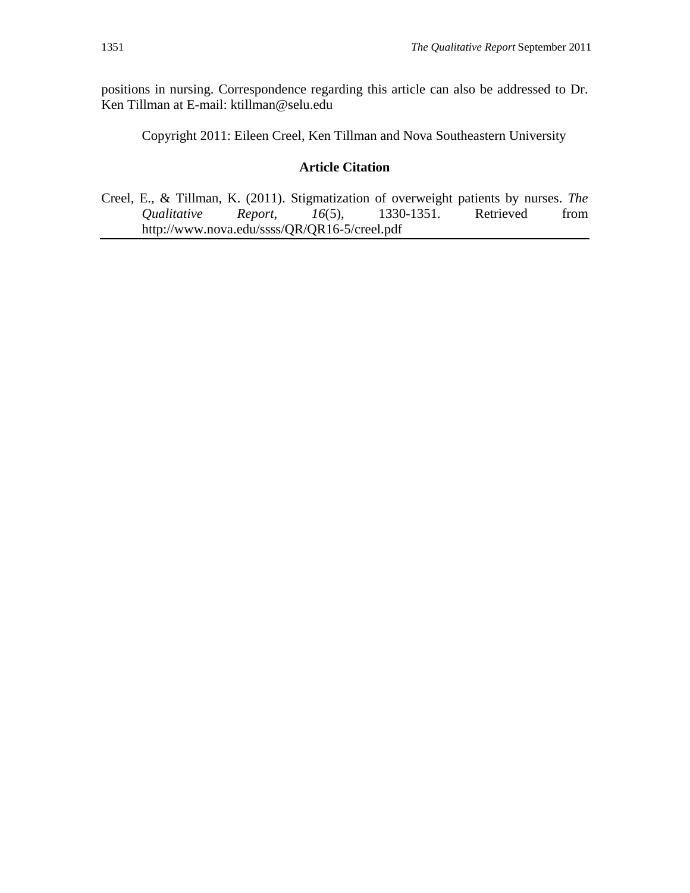positions in nursing. Correspondence regarding this article can also be addressed to Dr. Ken Tillman at E-mail: ktillman@selu.edu

Copyright 2011: Eileen Creel, Ken Tillman and Nova Southeastern University

## Article Citation

Creel, E., & Tillman, K. (2011). Stigmatization of overweight patients by nurses. *The Qualitative Report*, *16*(5), 1330-1351. Retrieved from http://www.nova.edu/ssss/QR/QR16-5/creel.pdf